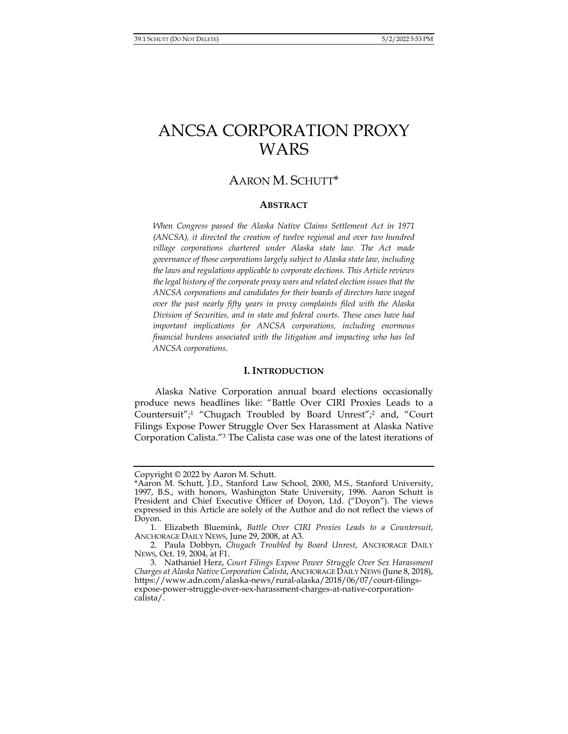# ANCSA CORPORATION PROXY WARS

AARON M. SCHUTT*

## ABSTRACT

*When Congress passed the Alaska Native Claims Settlement Act in 1971 (ANCSA), it directed the creation of twelve regional and over two hundred village corporations chartered under Alaska state law. The Act made governance of those corporations largely subject to Alaska state law, including the laws and regulations applicable to corporate elections. This Article reviews the legal history of the corporate proxy wars and related election issues that the ANCSA corporations and candidates for their boards of directors have waged over the past nearly fifty years in proxy complaints filed with the Alaska Division of Securities, and in state and federal courts. These cases have had important implications for ANCSA corporations, including enormous financial burdens associated with the litigation and impacting who has led ANCSA corporations.*

## I. INTRODUCTION

Alaska Native Corporation annual board elections occasionally produce news headlines like: "Battle Over CIRI Proxies Leads to a Countersuit";[1] "Chugach Troubled by Board Unrest";[2] and, "Court Filings Expose Power Struggle Over Sex Harassment at Alaska Native Corporation Calista."[3] The Calista case was one of the latest iterations of

---

Copyright © 2022 by Aaron M. Schutt.

*Aaron M. Schutt, J.D., Stanford Law School, 2000, M.S., Stanford University, 1997, B.S., with honors, Washington State University, 1996. Aaron Schutt is President and Chief Executive Officer of Doyon, Ltd. ("Doyon"). The views expressed in this Article are solely of the Author and do not reflect the views of Doyon.

1. Elizabeth Bluemink, *Battle Over CIRI Proxies Leads to a Countersuit*, ANCHORAGE DAILY NEWS, June 29, 2008, at A3.

2. Paula Dobbyn, *Chugach Troubled by Board Unrest*, ANCHORAGE DAILY NEWS, Oct. 19, 2004, at F1.

3. Nathaniel Herz, *Court Filings Expose Power Struggle Over Sex Harassment Charges at Alaska Native Corporation Calista*, ANCHORAGE DAILY NEWS (June 8, 2018), https://www.adn.com/alaska-news/rural-alaska/2018/06/07/court-filings-expose-power-struggle-over-sex-harassment-charges-at-native-corporation-calista/.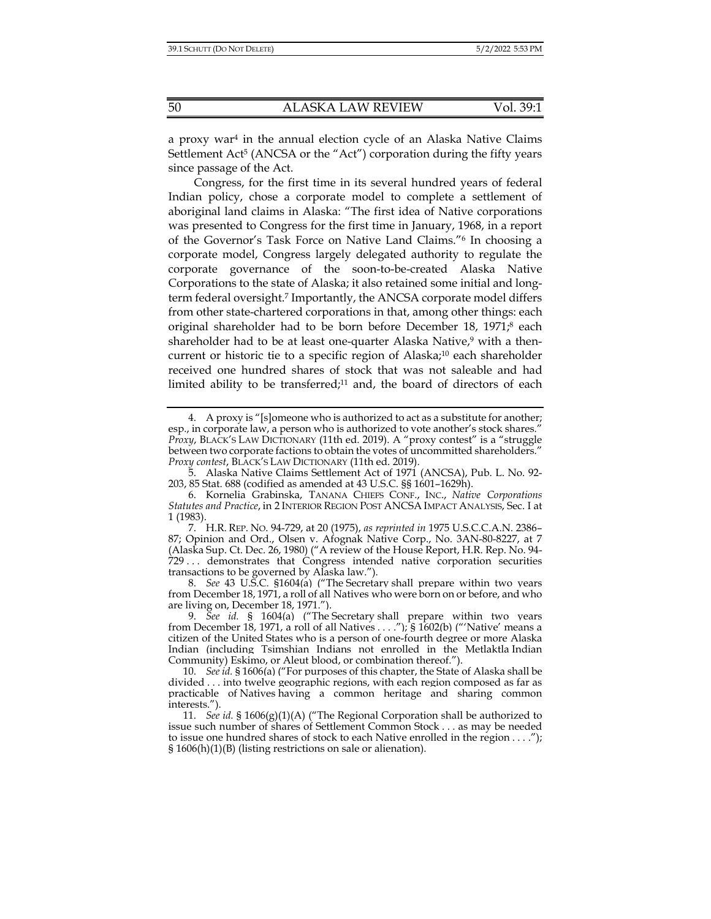a proxy war[4] in the annual election cycle of an Alaska Native Claims Settlement Act[5] (ANCSA or the "Act") corporation during the fifty years since passage of the Act.

Congress, for the first time in its several hundred years of federal Indian policy, chose a corporate model to complete a settlement of aboriginal land claims in Alaska: "The first idea of Native corporations was presented to Congress for the first time in January, 1968, in a report of the Governor's Task Force on Native Land Claims."[6] In choosing a corporate model, Congress largely delegated authority to regulate the corporate governance of the soon-to-be-created Alaska Native Corporations to the state of Alaska; it also retained some initial and long-term federal oversight.[7] Importantly, the ANCSA corporate model differs from other state-chartered corporations in that, among other things: each original shareholder had to be born before December 18, 1971;[8] each shareholder had to be at least one-quarter Alaska Native,[9] with a then-current or historic tie to a specific region of Alaska;[10] each shareholder received one hundred shares of stock that was not saleable and had limited ability to be transferred;[11] and, the board of directors of each

---

4. A proxy is "[s]omeone who is authorized to act as a substitute for another; esp., in corporate law, a person who is authorized to vote another's stock shares." *Proxy*, BLACK'S LAW DICTIONARY (11th ed. 2019). A "proxy contest" is a "struggle between two corporate factions to obtain the votes of uncommitted shareholders." *Proxy contest*, BLACK'S LAW DICTIONARY (11th ed. 2019).

5. Alaska Native Claims Settlement Act of 1971 (ANCSA), Pub. L. No. 92-203, 85 Stat. 688 (codified as amended at 43 U.S.C. §§ 1601–1629h).

6. Kornelia Grabinska, TANANA CHIEFS CONF., INC., *Native Corporations Statutes and Practice*, in 2 INTERIOR REGION POST ANCSA IMPACT ANALYSIS, Sec. I at 1 (1983).

7. H.R. REP. NO. 94-729, at 20 (1975), *as reprinted in* 1975 U.S.C.C.A.N. 2386–87; Opinion and Ord., Olsen v. Afognak Native Corp., No. 3AN-80-8227, at 7 (Alaska Sup. Ct. Dec. 26, 1980) ("A review of the House Report, H.R. Rep. No. 94-729 . . . demonstrates that Congress intended native corporation securities transactions to be governed by Alaska law.").

8. *See* 43 U.S.C. §1604(a) ("The Secretary shall prepare within two years from December 18, 1971, a roll of all Natives who were born on or before, and who are living on, December 18, 1971.").

9. *See id.* § 1604(a) ("The Secretary shall prepare within two years from December 18, 1971, a roll of all Natives . . . ."); § 1602(b) ("'Native' means a citizen of the United States who is a person of one-fourth degree or more Alaska Indian (including Tsimshian Indians not enrolled in the Metlaktla Indian Community) Eskimo, or Aleut blood, or combination thereof.").

10. *See id.* § 1606(a) ("For purposes of this chapter, the State of Alaska shall be divided . . . into twelve geographic regions, with each region composed as far as practicable of Natives having a common heritage and sharing common interests.").

11. *See id.* § 1606(g)(1)(A) ("The Regional Corporation shall be authorized to issue such number of shares of Settlement Common Stock . . . as may be needed to issue one hundred shares of stock to each Native enrolled in the region . . . ."); § 1606(h)(1)(B) (listing restrictions on sale or alienation).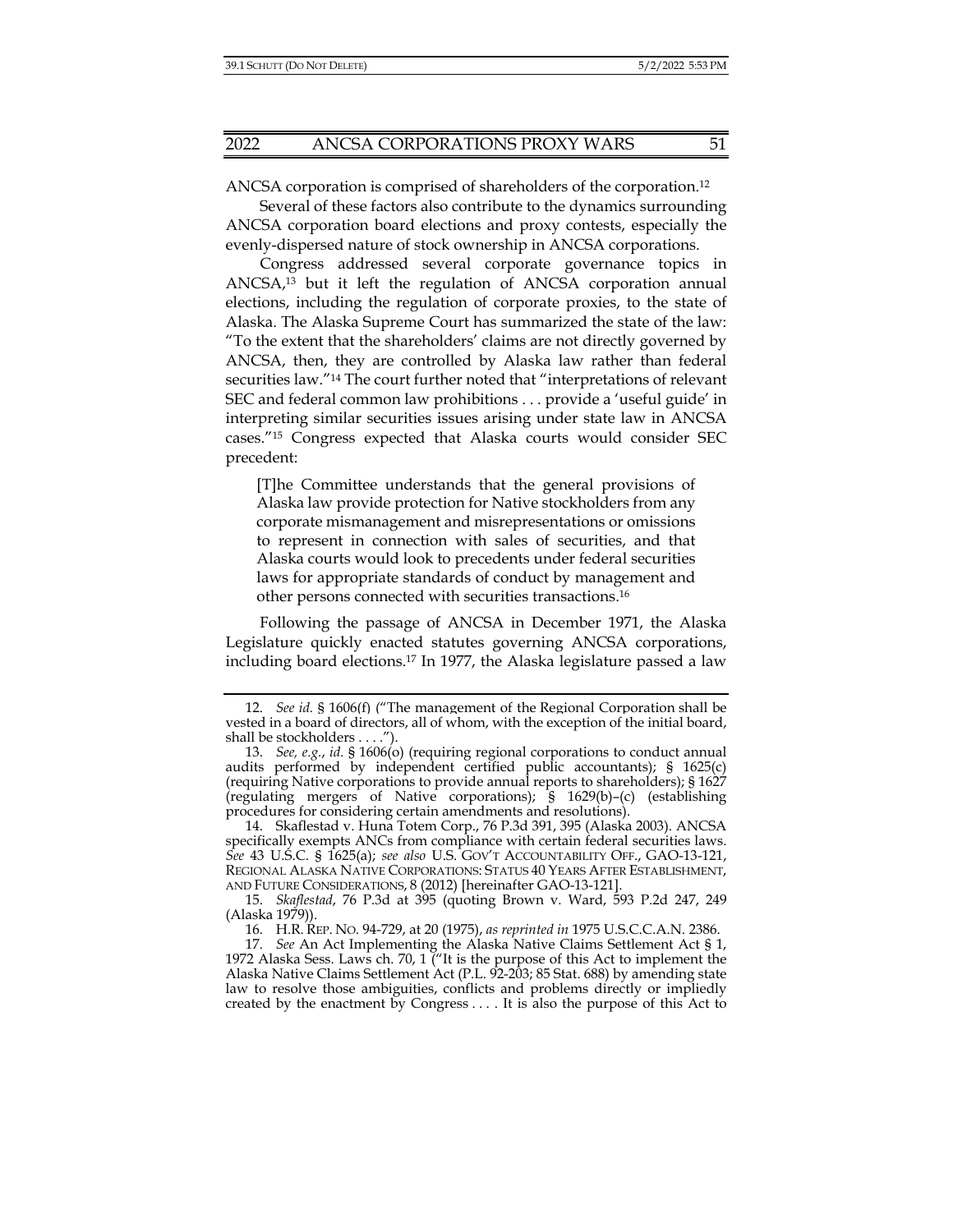ANCSA corporation is comprised of shareholders of the corporation.[12]

Several of these factors also contribute to the dynamics surrounding ANCSA corporation board elections and proxy contests, especially the evenly-dispersed nature of stock ownership in ANCSA corporations.

Congress addressed several corporate governance topics in ANCSA,[13] but it left the regulation of ANCSA corporation annual elections, including the regulation of corporate proxies, to the state of Alaska. The Alaska Supreme Court has summarized the state of the law: "To the extent that the shareholders' claims are not directly governed by ANCSA, then, they are controlled by Alaska law rather than federal securities law."[14] The court further noted that "interpretations of relevant SEC and federal common law prohibitions . . . provide a 'useful guide' in interpreting similar securities issues arising under state law in ANCSA cases."[15] Congress expected that Alaska courts would consider SEC precedent:

> [T]he Committee understands that the general provisions of Alaska law provide protection for Native stockholders from any corporate mismanagement and misrepresentations or omissions to represent in connection with sales of securities, and that Alaska courts would look to precedents under federal securities laws for appropriate standards of conduct by management and other persons connected with securities transactions.[16]

Following the passage of ANCSA in December 1971, the Alaska Legislature quickly enacted statutes governing ANCSA corporations, including board elections.[17] In 1977, the Alaska legislature passed a law

---

12. *See id.* § 1606(f) ("The management of the Regional Corporation shall be vested in a board of directors, all of whom, with the exception of the initial board, shall be stockholders . . . .").

13. *See, e.g.*, *id.* § 1606(o) (requiring regional corporations to conduct annual audits performed by independent certified public accountants); § 1625(c) (requiring Native corporations to provide annual reports to shareholders); § 1627 (regulating mergers of Native corporations); § 1629(b)–(c) (establishing procedures for considering certain amendments and resolutions).

14. Skaflestad v. Huna Totem Corp., 76 P.3d 391, 395 (Alaska 2003). ANCSA specifically exempts ANCs from compliance with certain federal securities laws. *See* 43 U.S.C. § 1625(a); *see also* U.S. GOV'T ACCOUNTABILITY OFF., GAO-13-121, REGIONAL ALASKA NATIVE CORPORATIONS: STATUS 40 YEARS AFTER ESTABLISHMENT, AND FUTURE CONSIDERATIONS, 8 (2012) [hereinafter GAO-13-121].

15. *Skaflestad*, 76 P.3d at 395 (quoting Brown v. Ward, 593 P.2d 247, 249 (Alaska 1979)).

16. H.R. REP. NO. 94-729, at 20 (1975), *as reprinted in* 1975 U.S.C.C.A.N. 2386.

17. *See* An Act Implementing the Alaska Native Claims Settlement Act § 1, 1972 Alaska Sess. Laws ch. 70, 1 ("It is the purpose of this Act to implement the Alaska Native Claims Settlement Act (P.L. 92-203; 85 Stat. 688) by amending state law to resolve those ambiguities, conflicts and problems directly or impliedly created by the enactment by Congress . . . . It is also the purpose of this Act to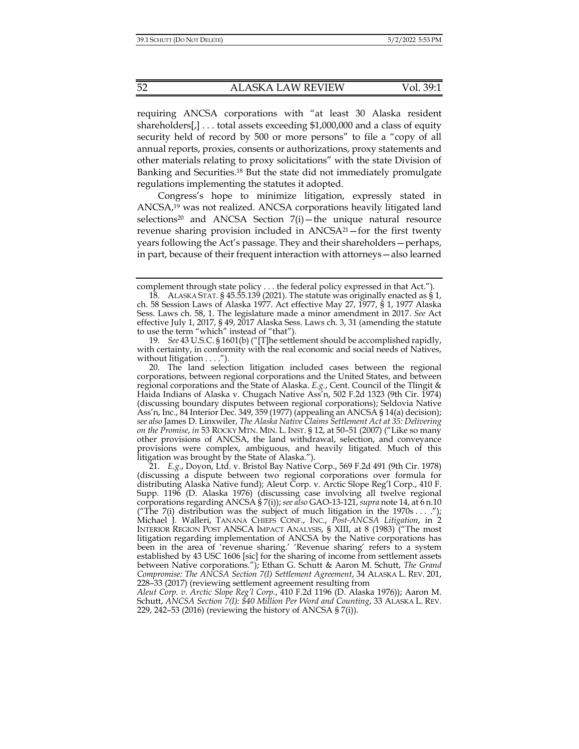requiring ANCSA corporations with "at least 30 Alaska resident shareholders[,] . . . total assets exceeding $1,000,000 and a class of equity security held of record by 500 or more persons" to file a "copy of all annual reports, proxies, consents or authorizations, proxy statements and other materials relating to proxy solicitations" with the state Division of Banking and Securities.[18] But the state did not immediately promulgate regulations implementing the statutes it adopted.

Congress's hope to minimize litigation, expressly stated in ANCSA,[19] was not realized. ANCSA corporations heavily litigated land selections[20] and ANCSA Section 7(i)—the unique natural resource revenue sharing provision included in ANCSA[21]—for the first twenty years following the Act's passage. They and their shareholders—perhaps, in part, because of their frequent interaction with attorneys—also learned

---

complement through state policy . . . the federal policy expressed in that Act.").

18. ALASKA STAT. § 45.55.139 (2021). The statute was originally enacted as § 1, ch. 58 Session Laws of Alaska 1977. Act effective May 27, 1977, § 1, 1977 Alaska Sess. Laws ch. 58, 1. The legislature made a minor amendment in 2017. *See* Act effective July 1, 2017, § 49, 2017 Alaska Sess. Laws ch. 3, 31 (amending the statute to use the term "which" instead of "that").

19. *See* 43 U.S.C. § 1601(b) ("[T]he settlement should be accomplished rapidly, with certainty, in conformity with the real economic and social needs of Natives, without litigation . . . .").

20. The land selection litigation included cases between the regional corporations, between regional corporations and the United States, and between regional corporations and the State of Alaska. *E.g.*, Cent. Council of the Tlingit & Haida Indians of Alaska v. Chugach Native Ass'n, 502 F.2d 1323 (9th Cir. 1974) (discussing boundary disputes between regional corporations); Seldovia Native Ass'n, Inc., 84 Interior Dec. 349, 359 (1977) (appealing an ANCSA § 14(a) decision); *see also* James D. Linxwiler, *The Alaska Native Claims Settlement Act at 35: Delivering on the Promise*, *in* 53 ROCKY MTN. MIN. L. INST. § 12, at 50–51 (2007) ("Like so many other provisions of ANCSA, the land withdrawal, selection, and conveyance provisions were complex, ambiguous, and heavily litigated. Much of this litigation was brought by the State of Alaska.").

21. *E.g.*, Doyon, Ltd. v. Bristol Bay Native Corp., 569 F.2d 491 (9th Cir. 1978) (discussing a dispute between two regional corporations over formula for distributing Alaska Native fund); Aleut Corp. v. Arctic Slope Reg'l Corp., 410 F. Supp. 1196 (D. Alaska 1976) (discussing case involving all twelve regional corporations regarding ANCSA § 7(i)); *see also* GAO-13-121, *supra* note 14, at 6 n.10 ("The 7(i) distribution was the subject of much litigation in the 1970s . . . ."); Michael J. Walleri, TANANA CHIEFS CONF., INC., *Post-ANCSA Litigation*, in 2 INTERIOR REGION POST ANSCA IMPACT ANALYSIS, § XIII, at 8 (1983) ("The most litigation regarding implementation of ANCSA by the Native corporations has been in the area of 'revenue sharing.' 'Revenue sharing' refers to a system established by 43 USC 1606 [sic] for the sharing of income from settlement assets between Native corporations."); Ethan G. Schutt & Aaron M. Schutt, *The Grand Compromise: The ANCSA Section 7(I) Settlement Agreement*, 34 ALASKA L. REV. 201, 228–33 (2017) (reviewing settlement agreement resulting from *Aleut Corp. v. Arctic Slope Reg'l Corp.*, 410 F.2d 1196 (D. Alaska 1976)); Aaron M. Schutt, *ANCSA Section 7(I): $40 Million Per Word and Counting*, 33 ALASKA L. REV. 229, 242–53 (2016) (reviewing the history of ANCSA § 7(i)).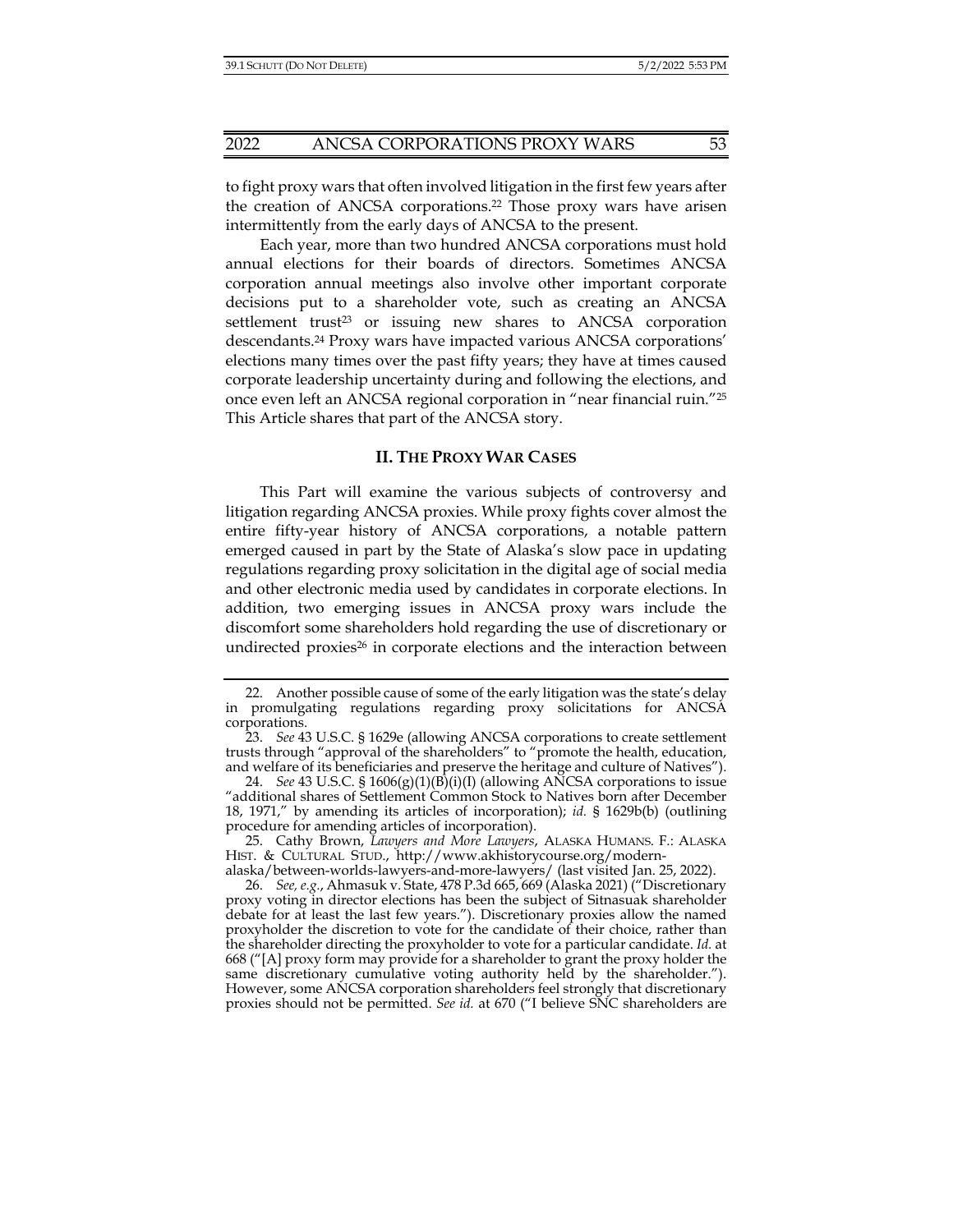to fight proxy wars that often involved litigation in the first few years after the creation of ANCSA corporations.[22] Those proxy wars have arisen intermittently from the early days of ANCSA to the present.

Each year, more than two hundred ANCSA corporations must hold annual elections for their boards of directors. Sometimes ANCSA corporation annual meetings also involve other important corporate decisions put to a shareholder vote, such as creating an ANCSA settlement trust[23] or issuing new shares to ANCSA corporation descendants.[24] Proxy wars have impacted various ANCSA corporations' elections many times over the past fifty years; they have at times caused corporate leadership uncertainty during and following the elections, and once even left an ANCSA regional corporation in "near financial ruin."[25] This Article shares that part of the ANCSA story.

## II. THE PROXY WAR CASES

This Part will examine the various subjects of controversy and litigation regarding ANCSA proxies. While proxy fights cover almost the entire fifty-year history of ANCSA corporations, a notable pattern emerged caused in part by the State of Alaska's slow pace in updating regulations regarding proxy solicitation in the digital age of social media and other electronic media used by candidates in corporate elections. In addition, two emerging issues in ANCSA proxy wars include the discomfort some shareholders hold regarding the use of discretionary or undirected proxies[26] in corporate elections and the interaction between

---

22. Another possible cause of some of the early litigation was the state's delay in promulgating regulations regarding proxy solicitations for ANCSA corporations.

23. *See* 43 U.S.C. § 1629e (allowing ANCSA corporations to create settlement trusts through "approval of the shareholders" to "promote the health, education, and welfare of its beneficiaries and preserve the heritage and culture of Natives").

24. *See* 43 U.S.C. § 1606(g)(1)(B)(i)(I) (allowing ANCSA corporations to issue "additional shares of Settlement Common Stock to Natives born after December 18, 1971," by amending its articles of incorporation); *id.* § 1629b(b) (outlining procedure for amending articles of incorporation).

25. Cathy Brown, *Lawyers and More Lawyers*, ALASKA HUMANS. F.: ALASKA HIST. & CULTURAL STUD., http://www.akhistorycourse.org/modern-alaska/between-worlds-lawyers-and-more-lawyers/ (last visited Jan. 25, 2022).

26. *See, e.g.*, Ahmasuk v. State, 478 P.3d 665, 669 (Alaska 2021) ("Discretionary proxy voting in director elections has been the subject of Sitnasuak shareholder debate for at least the last few years."). Discretionary proxies allow the named proxyholder the discretion to vote for the candidate of their choice, rather than the shareholder directing the proxyholder to vote for a particular candidate. *Id.* at 668 ("[A] proxy form may provide for a shareholder to grant the proxy holder the same discretionary cumulative voting authority held by the shareholder."). However, some ANCSA corporation shareholders feel strongly that discretionary proxies should not be permitted. *See id.* at 670 ("I believe SNC shareholders are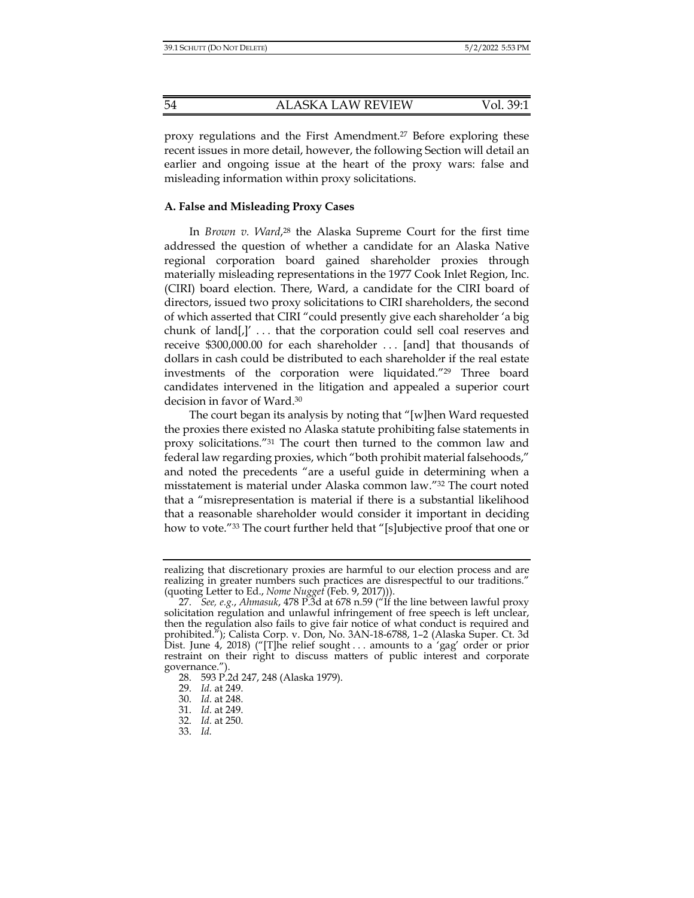proxy regulations and the First Amendment.[27] Before exploring these recent issues in more detail, however, the following Section will detail an earlier and ongoing issue at the heart of the proxy wars: false and misleading information within proxy solicitations.

### A. False and Misleading Proxy Cases

In *Brown v. Ward*,[28] the Alaska Supreme Court for the first time addressed the question of whether a candidate for an Alaska Native regional corporation board gained shareholder proxies through materially misleading representations in the 1977 Cook Inlet Region, Inc. (CIRI) board election. There, Ward, a candidate for the CIRI board of directors, issued two proxy solicitations to CIRI shareholders, the second of which asserted that CIRI "could presently give each shareholder 'a big chunk of land[,]' . . . that the corporation could sell coal reserves and receive $300,000.00 for each shareholder . . . [and] that thousands of dollars in cash could be distributed to each shareholder if the real estate investments of the corporation were liquidated."[29] Three board candidates intervened in the litigation and appealed a superior court decision in favor of Ward.[30]

The court began its analysis by noting that "[w]hen Ward requested the proxies there existed no Alaska statute prohibiting false statements in proxy solicitations."[31] The court then turned to the common law and federal law regarding proxies, which "both prohibit material falsehoods," and noted the precedents "are a useful guide in determining when a misstatement is material under Alaska common law."[32] The court noted that a "misrepresentation is material if there is a substantial likelihood that a reasonable shareholder would consider it important in deciding how to vote."[33] The court further held that "[s]ubjective proof that one or

---

realizing that discretionary proxies are harmful to our election process and are realizing in greater numbers such practices are disrespectful to our traditions." (quoting Letter to Ed., *Nome Nugget* (Feb. 9, 2017))).

27. *See, e.g.*, *Ahmasuk*, 478 P.3d at 678 n.59 ("If the line between lawful proxy solicitation regulation and unlawful infringement of free speech is left unclear, then the regulation also fails to give fair notice of what conduct is required and prohibited."); Calista Corp. v. Don, No. 3AN-18-6788, 1–2 (Alaska Super. Ct. 3d Dist. June 4, 2018) ("[T]he relief sought . . . amounts to a 'gag' order or prior restraint on their right to discuss matters of public interest and corporate governance.").

28. 593 P.2d 247, 248 (Alaska 1979).

29. *Id.* at 249.

30. *Id.* at 248.

31. *Id.* at 249.

32. *Id.* at 250.

33. *Id.*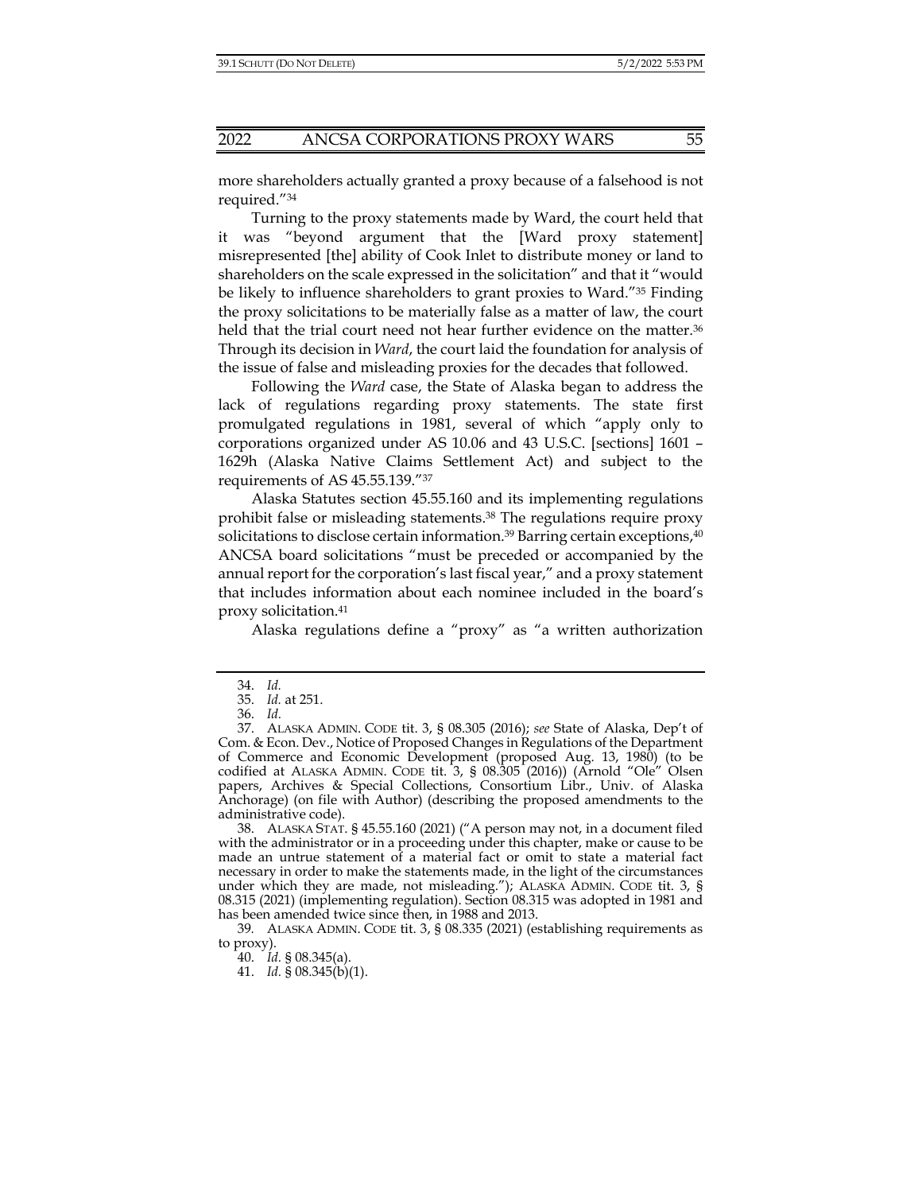more shareholders actually granted a proxy because of a falsehood is not required."[34]

Turning to the proxy statements made by Ward, the court held that it was "beyond argument that the [Ward proxy statement] misrepresented [the] ability of Cook Inlet to distribute money or land to shareholders on the scale expressed in the solicitation" and that it "would be likely to influence shareholders to grant proxies to Ward."[35] Finding the proxy solicitations to be materially false as a matter of law, the court held that the trial court need not hear further evidence on the matter.[36] Through its decision in *Ward*, the court laid the foundation for analysis of the issue of false and misleading proxies for the decades that followed.

Following the *Ward* case, the State of Alaska began to address the lack of regulations regarding proxy statements. The state first promulgated regulations in 1981, several of which "apply only to corporations organized under AS 10.06 and 43 U.S.C. [sections] 1601 – 1629h (Alaska Native Claims Settlement Act) and subject to the requirements of AS 45.55.139."[37]

Alaska Statutes section 45.55.160 and its implementing regulations prohibit false or misleading statements.[38] The regulations require proxy solicitations to disclose certain information.[39] Barring certain exceptions,[40] ANCSA board solicitations "must be preceded or accompanied by the annual report for the corporation's last fiscal year," and a proxy statement that includes information about each nominee included in the board's proxy solicitation.[41]

Alaska regulations define a "proxy" as "a written authorization

---

34. *Id.*

35. *Id.* at 251.

36. *Id.*

37. ALASKA ADMIN. CODE tit. 3, § 08.305 (2016); *see* State of Alaska, Dep't of Com. & Econ. Dev., Notice of Proposed Changes in Regulations of the Department of Commerce and Economic Development (proposed Aug. 13, 1980) (to be codified at ALASKA ADMIN. CODE tit. 3, § 08.305 (2016)) (Arnold "Ole" Olsen papers, Archives & Special Collections, Consortium Libr., Univ. of Alaska Anchorage) (on file with Author) (describing the proposed amendments to the administrative code).

38. ALASKA STAT. § 45.55.160 (2021) ("A person may not, in a document filed with the administrator or in a proceeding under this chapter, make or cause to be made an untrue statement of a material fact or omit to state a material fact necessary in order to make the statements made, in the light of the circumstances under which they are made, not misleading."); ALASKA ADMIN. CODE tit. 3, § 08.315 (2021) (implementing regulation). Section 08.315 was adopted in 1981 and has been amended twice since then, in 1988 and 2013.

39. ALASKA ADMIN. CODE tit. 3, § 08.335 (2021) (establishing requirements as to proxy).

40. *Id.* § 08.345(a).

41. *Id.* § 08.345(b)(1).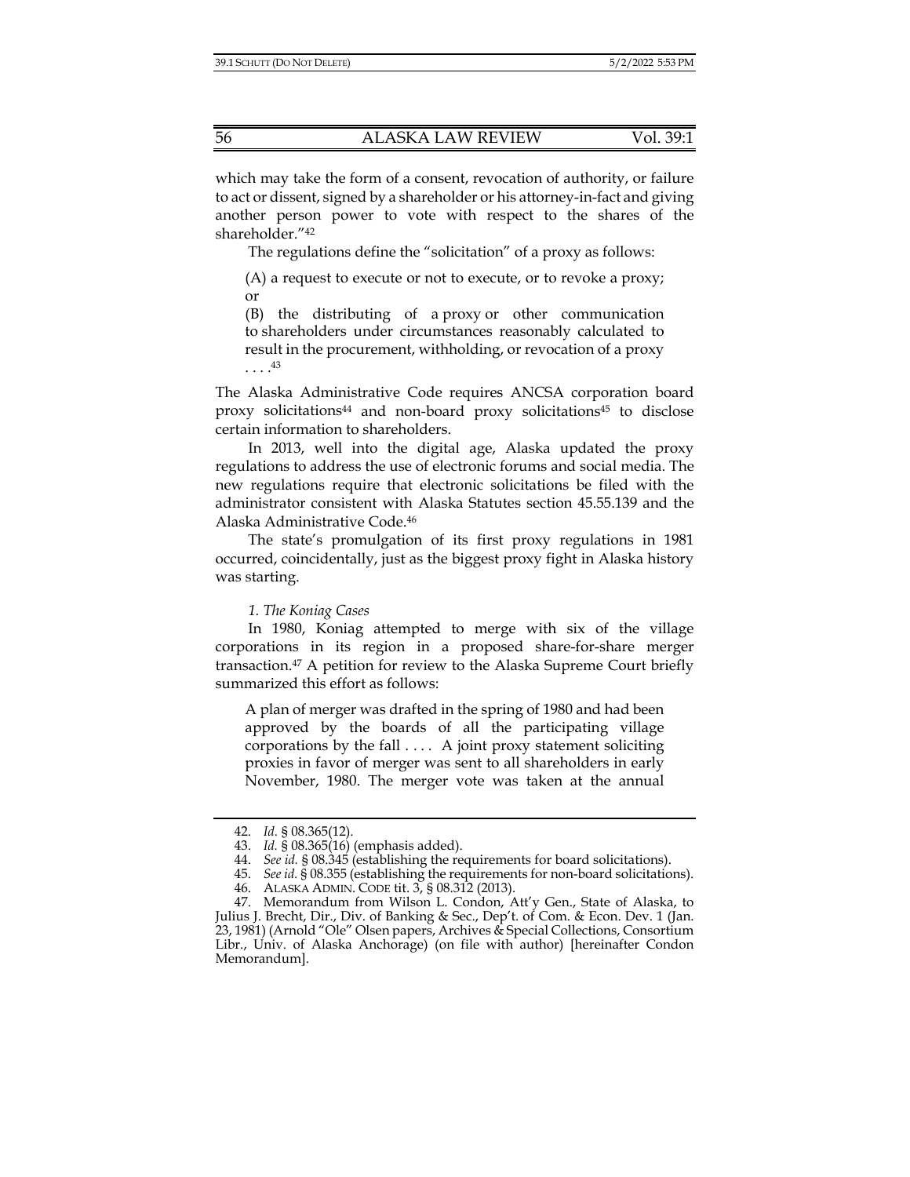which may take the form of a consent, revocation of authority, or failure to act or dissent, signed by a shareholder or his attorney-in-fact and giving another person power to vote with respect to the shares of the shareholder."[42]

The regulations define the "solicitation" of a proxy as follows:

> (A) a request to execute or not to execute, or to revoke a proxy; or
>
> (B) the distributing of a proxy or other communication to shareholders under circumstances reasonably calculated to result in the procurement, withholding, or revocation of a proxy . . . .[43]

The Alaska Administrative Code requires ANCSA corporation board proxy solicitations[44] and non-board proxy solicitations[45] to disclose certain information to shareholders.

In 2013, well into the digital age, Alaska updated the proxy regulations to address the use of electronic forums and social media. The new regulations require that electronic solicitations be filed with the administrator consistent with Alaska Statutes section 45.55.139 and the Alaska Administrative Code.[46]

The state's promulgation of its first proxy regulations in 1981 occurred, coincidentally, just as the biggest proxy fight in Alaska history was starting.

*1. The Koniag Cases*

In 1980, Koniag attempted to merge with six of the village corporations in its region in a proposed share-for-share merger transaction.[47] A petition for review to the Alaska Supreme Court briefly summarized this effort as follows:

> A plan of merger was drafted in the spring of 1980 and had been approved by the boards of all the participating village corporations by the fall . . . . A joint proxy statement soliciting proxies in favor of merger was sent to all shareholders in early November, 1980. The merger vote was taken at the annual

---

42. *Id.* § 08.365(12).

43. *Id.* § 08.365(16) (emphasis added).

44. *See id.* § 08.345 (establishing the requirements for board solicitations).

45. *See id.* § 08.355 (establishing the requirements for non-board solicitations).

46. ALASKA ADMIN. CODE tit. 3, § 08.312 (2013).

47. Memorandum from Wilson L. Condon, Att'y Gen., State of Alaska, to Julius J. Brecht, Dir., Div. of Banking & Sec., Dep't. of Com. & Econ. Dev. 1 (Jan. 23, 1981) (Arnold "Ole" Olsen papers, Archives & Special Collections, Consortium Libr., Univ. of Alaska Anchorage) (on file with author) [hereinafter Condon Memorandum].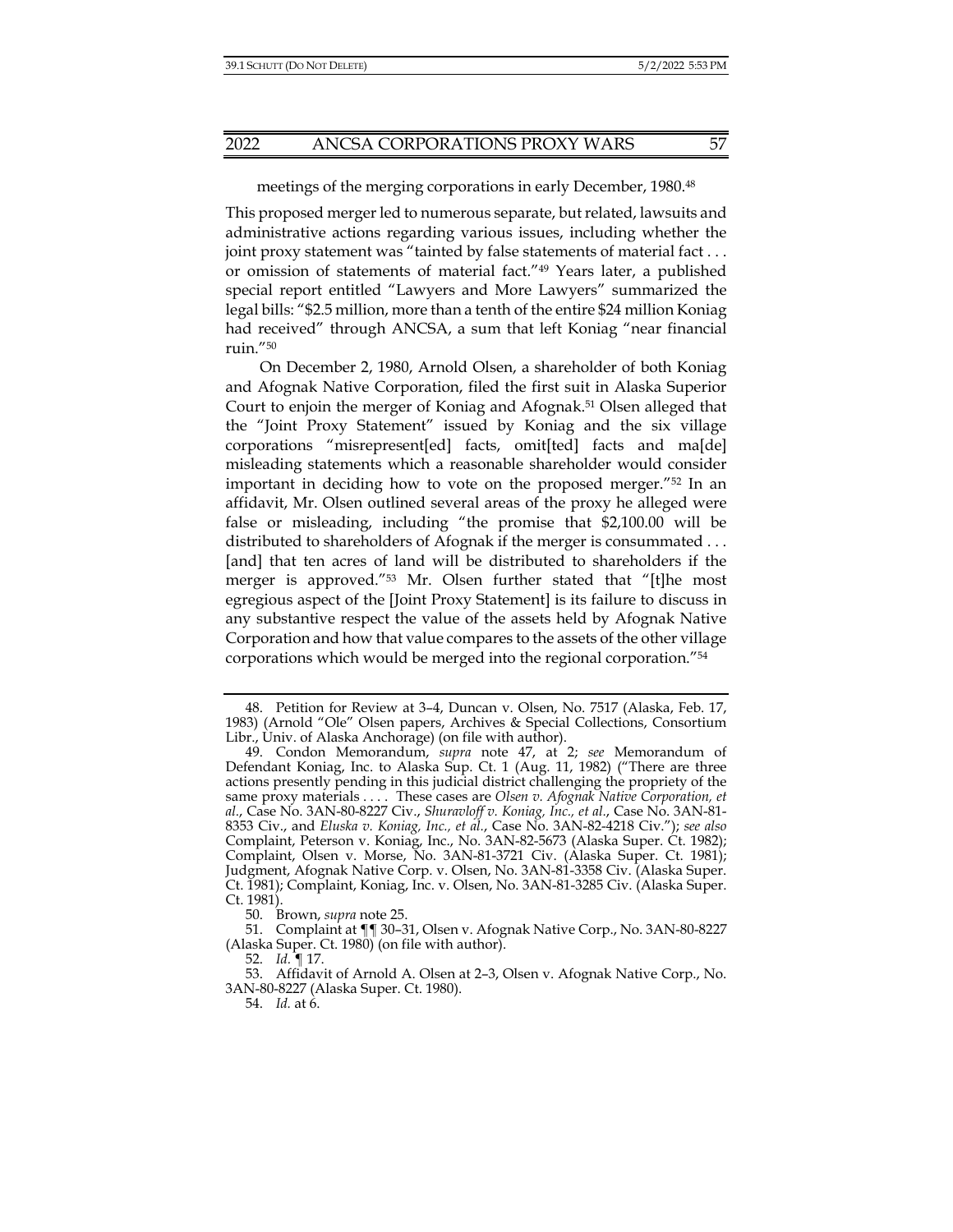meetings of the merging corporations in early December, 1980.[48]

This proposed merger led to numerous separate, but related, lawsuits and administrative actions regarding various issues, including whether the joint proxy statement was "tainted by false statements of material fact . . . or omission of statements of material fact."[49] Years later, a published special report entitled "Lawyers and More Lawyers" summarized the legal bills: "$2.5 million, more than a tenth of the entire $24 million Koniag had received" through ANCSA, a sum that left Koniag "near financial ruin."[50]

On December 2, 1980, Arnold Olsen, a shareholder of both Koniag and Afognak Native Corporation, filed the first suit in Alaska Superior Court to enjoin the merger of Koniag and Afognak.[51] Olsen alleged that the "Joint Proxy Statement" issued by Koniag and the six village corporations "misrepresent[ed] facts, omit[ted] facts and ma[de] misleading statements which a reasonable shareholder would consider important in deciding how to vote on the proposed merger."[52] In an affidavit, Mr. Olsen outlined several areas of the proxy he alleged were false or misleading, including "the promise that $2,100.00 will be distributed to shareholders of Afognak if the merger is consummated . . . [and] that ten acres of land will be distributed to shareholders if the merger is approved."[53] Mr. Olsen further stated that "[t]he most egregious aspect of the [Joint Proxy Statement] is its failure to discuss in any substantive respect the value of the assets held by Afognak Native Corporation and how that value compares to the assets of the other village corporations which would be merged into the regional corporation."[54]

---

48. Petition for Review at 3–4, Duncan v. Olsen, No. 7517 (Alaska, Feb. 17, 1983) (Arnold "Ole" Olsen papers, Archives & Special Collections, Consortium Libr., Univ. of Alaska Anchorage) (on file with author).

49. Condon Memorandum, *supra* note 47, at 2; *see* Memorandum of Defendant Koniag, Inc. to Alaska Sup. Ct. 1 (Aug. 11, 1982) ("There are three actions presently pending in this judicial district challenging the propriety of the same proxy materials . . . . These cases are *Olsen v. Afognak Native Corporation, et al.*, Case No. 3AN-80-8227 Civ., *Shuravloff v. Koniag, Inc., et al.*, Case No. 3AN-81-8353 Civ., and *Eluska v. Koniag, Inc., et al.*, Case No. 3AN-82-4218 Civ."); *see also* Complaint, Peterson v. Koniag, Inc., No. 3AN-82-5673 (Alaska Super. Ct. 1982); Complaint, Olsen v. Morse, No. 3AN-81-3721 Civ. (Alaska Super. Ct. 1981); Judgment, Afognak Native Corp. v. Olsen, No. 3AN-81-3358 Civ. (Alaska Super. Ct. 1981); Complaint, Koniag, Inc. v. Olsen, No. 3AN-81-3285 Civ. (Alaska Super. Ct. 1981).

50. Brown, *supra* note 25.

51. Complaint at ¶¶ 30–31, Olsen v. Afognak Native Corp., No. 3AN-80-8227 (Alaska Super. Ct. 1980) (on file with author).

52. *Id.* ¶ 17.

53. Affidavit of Arnold A. Olsen at 2–3, Olsen v. Afognak Native Corp., No. 3AN-80-8227 (Alaska Super. Ct. 1980).

54. *Id.* at 6.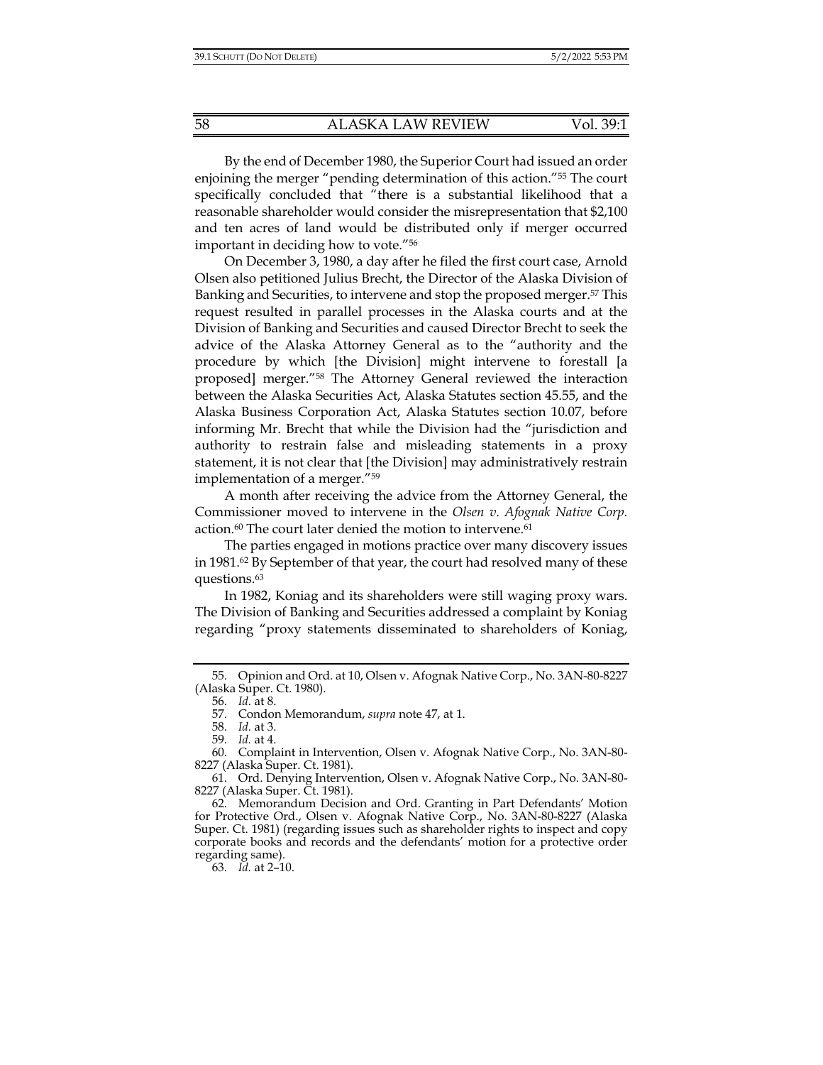By the end of December 1980, the Superior Court had issued an order enjoining the merger "pending determination of this action."[55] The court specifically concluded that "there is a substantial likelihood that a reasonable shareholder would consider the misrepresentation that $2,100 and ten acres of land would be distributed only if merger occurred important in deciding how to vote."[56]

On December 3, 1980, a day after he filed the first court case, Arnold Olsen also petitioned Julius Brecht, the Director of the Alaska Division of Banking and Securities, to intervene and stop the proposed merger.[57] This request resulted in parallel processes in the Alaska courts and at the Division of Banking and Securities and caused Director Brecht to seek the advice of the Alaska Attorney General as to the "authority and the procedure by which [the Division] might intervene to forestall [a proposed] merger."[58] The Attorney General reviewed the interaction between the Alaska Securities Act, Alaska Statutes section 45.55, and the Alaska Business Corporation Act, Alaska Statutes section 10.07, before informing Mr. Brecht that while the Division had the "jurisdiction and authority to restrain false and misleading statements in a proxy statement, it is not clear that [the Division] may administratively restrain implementation of a merger."[59]

A month after receiving the advice from the Attorney General, the Commissioner moved to intervene in the *Olsen v. Afognak Native Corp.* action.[60] The court later denied the motion to intervene.[61]

The parties engaged in motions practice over many discovery issues in 1981.[62] By September of that year, the court had resolved many of these questions.[63]

In 1982, Koniag and its shareholders were still waging proxy wars. The Division of Banking and Securities addressed a complaint by Koniag regarding "proxy statements disseminated to shareholders of Koniag,

---

55. Opinion and Ord. at 10, Olsen v. Afognak Native Corp., No. 3AN-80-8227 (Alaska Super. Ct. 1980).

56. *Id.* at 8.

57. Condon Memorandum, *supra* note 47, at 1.

58. *Id.* at 3.

59. *Id.* at 4.

60. Complaint in Intervention, Olsen v. Afognak Native Corp., No. 3AN-80-8227 (Alaska Super. Ct. 1981).

61. Ord. Denying Intervention, Olsen v. Afognak Native Corp., No. 3AN-80-8227 (Alaska Super. Ct. 1981).

62. Memorandum Decision and Ord. Granting in Part Defendants' Motion for Protective Ord., Olsen v. Afognak Native Corp., No. 3AN-80-8227 (Alaska Super. Ct. 1981) (regarding issues such as shareholder rights to inspect and copy corporate books and records and the defendants' motion for a protective order regarding same).

63. *Id.* at 2–10.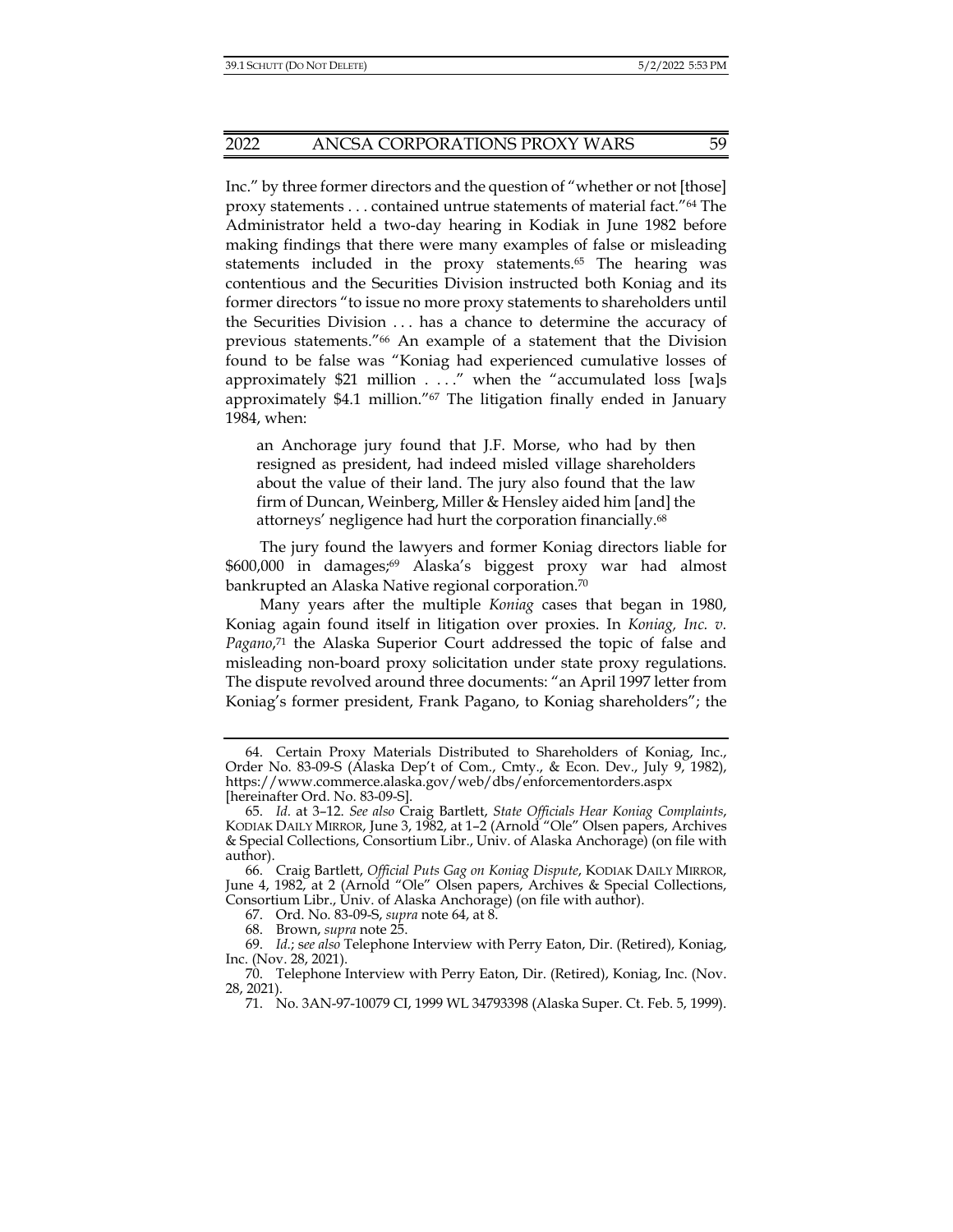Inc." by three former directors and the question of "whether or not [those] proxy statements . . . contained untrue statements of material fact."[64] The Administrator held a two-day hearing in Kodiak in June 1982 before making findings that there were many examples of false or misleading statements included in the proxy statements.[65] The hearing was contentious and the Securities Division instructed both Koniag and its former directors "to issue no more proxy statements to shareholders until the Securities Division . . . has a chance to determine the accuracy of previous statements."[66] An example of a statement that the Division found to be false was "Koniag had experienced cumulative losses of approximately $21 million . . . ." when the "accumulated loss [wa]s approximately $4.1 million."[67] The litigation finally ended in January 1984, when:

> an Anchorage jury found that J.F. Morse, who had by then resigned as president, had indeed misled village shareholders about the value of their land. The jury also found that the law firm of Duncan, Weinberg, Miller & Hensley aided him [and] the attorneys' negligence had hurt the corporation financially.[68]

The jury found the lawyers and former Koniag directors liable for $600,000 in damages;[69] Alaska's biggest proxy war had almost bankrupted an Alaska Native regional corporation.[70]

Many years after the multiple *Koniag* cases that began in 1980, Koniag again found itself in litigation over proxies. In *Koniag, Inc. v. Pagano*,[71] the Alaska Superior Court addressed the topic of false and misleading non-board proxy solicitation under state proxy regulations. The dispute revolved around three documents: "an April 1997 letter from Koniag's former president, Frank Pagano, to Koniag shareholders"; the

---

64. Certain Proxy Materials Distributed to Shareholders of Koniag, Inc., Order No. 83-09-S (Alaska Dep't of Com., Cmty., & Econ. Dev., July 9, 1982), https://www.commerce.alaska.gov/web/dbs/enforcementorders.aspx [hereinafter Ord. No. 83-09-S].

65. *Id.* at 3–12. *See also* Craig Bartlett, *State Officials Hear Koniag Complaints*, KODIAK DAILY MIRROR, June 3, 1982, at 1–2 (Arnold "Ole" Olsen papers, Archives & Special Collections, Consortium Libr., Univ. of Alaska Anchorage) (on file with author).

66. Craig Bartlett, *Official Puts Gag on Koniag Dispute*, KODIAK DAILY MIRROR, June 4, 1982, at 2 (Arnold "Ole" Olsen papers, Archives & Special Collections, Consortium Libr., Univ. of Alaska Anchorage) (on file with author).

67. Ord. No. 83-09-S, *supra* note 64, at 8.

68. Brown, *supra* note 25.

69. *Id.*; s*ee also* Telephone Interview with Perry Eaton, Dir. (Retired), Koniag, Inc. (Nov. 28, 2021).

70. Telephone Interview with Perry Eaton, Dir. (Retired), Koniag, Inc. (Nov. 28, 2021).

71. No. 3AN-97-10079 CI, 1999 WL 34793398 (Alaska Super. Ct. Feb. 5, 1999).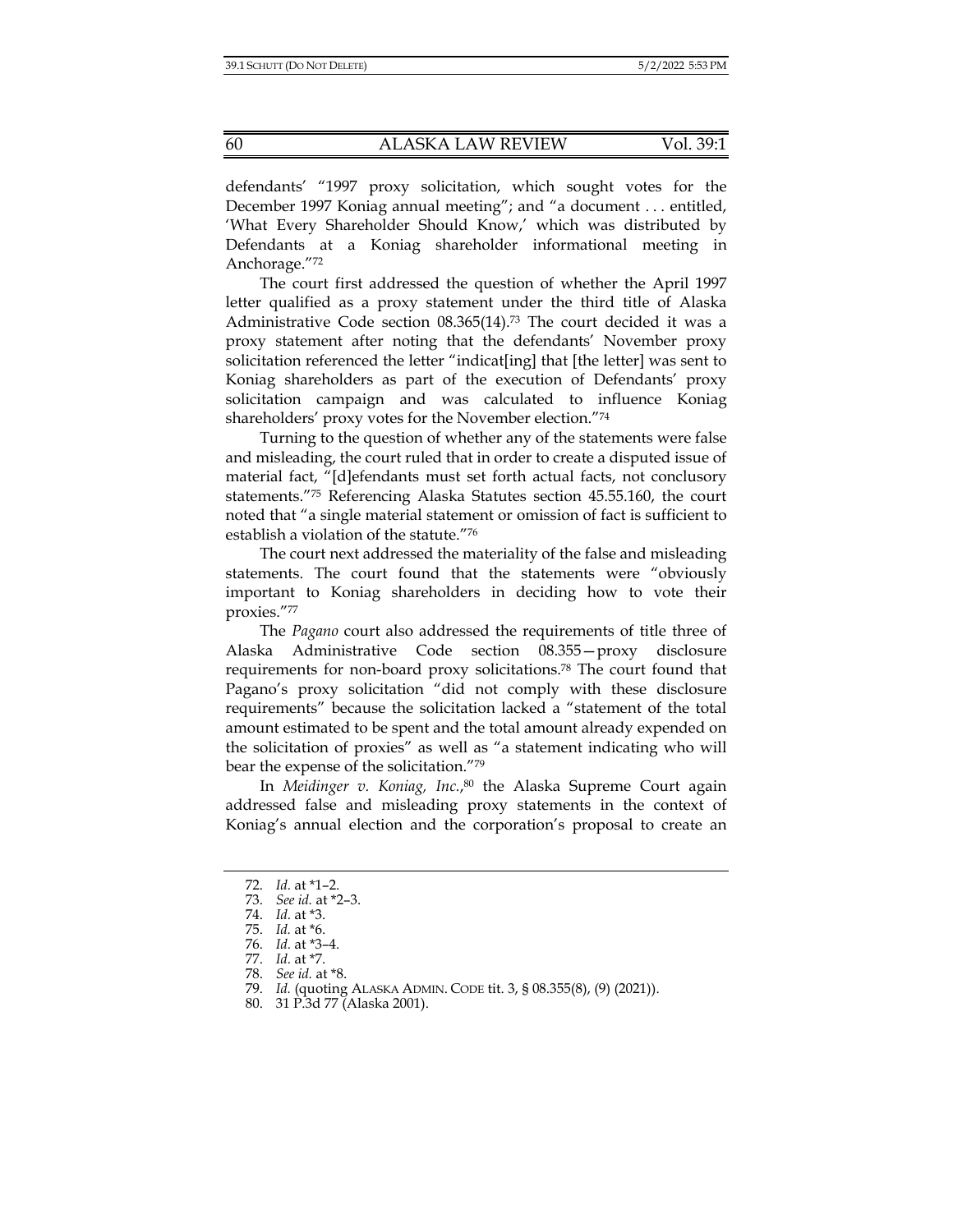defendants' "1997 proxy solicitation, which sought votes for the December 1997 Koniag annual meeting"; and "a document . . . entitled, 'What Every Shareholder Should Know,' which was distributed by Defendants at a Koniag shareholder informational meeting in Anchorage."[72]

The court first addressed the question of whether the April 1997 letter qualified as a proxy statement under the third title of Alaska Administrative Code section 08.365(14).[73] The court decided it was a proxy statement after noting that the defendants' November proxy solicitation referenced the letter "indicat[ing] that [the letter] was sent to Koniag shareholders as part of the execution of Defendants' proxy solicitation campaign and was calculated to influence Koniag shareholders' proxy votes for the November election."[74]

Turning to the question of whether any of the statements were false and misleading, the court ruled that in order to create a disputed issue of material fact, "[d]efendants must set forth actual facts, not conclusory statements."[75] Referencing Alaska Statutes section 45.55.160, the court noted that "a single material statement or omission of fact is sufficient to establish a violation of the statute."[76]

The court next addressed the materiality of the false and misleading statements. The court found that the statements were "obviously important to Koniag shareholders in deciding how to vote their proxies."[77]

The *Pagano* court also addressed the requirements of title three of Alaska Administrative Code section 08.355—proxy disclosure requirements for non-board proxy solicitations.[78] The court found that Pagano's proxy solicitation "did not comply with these disclosure requirements" because the solicitation lacked a "statement of the total amount estimated to be spent and the total amount already expended on the solicitation of proxies" as well as "a statement indicating who will bear the expense of the solicitation."[79]

In *Meidinger v. Koniag, Inc.*,[80] the Alaska Supreme Court again addressed false and misleading proxy statements in the context of Koniag's annual election and the corporation's proposal to create an

---

72. *Id.* at *1–2.
73. *See id.* at *2–3.
74. *Id.* at *3.
75. *Id.* at *6.
76. *Id.* at *3–4.
77. *Id.* at *7.
78. *See id.* at *8.
79. *Id.* (quoting ALASKA ADMIN. CODE tit. 3, § 08.355(8), (9) (2021)).
80. 31 P.3d 77 (Alaska 2001).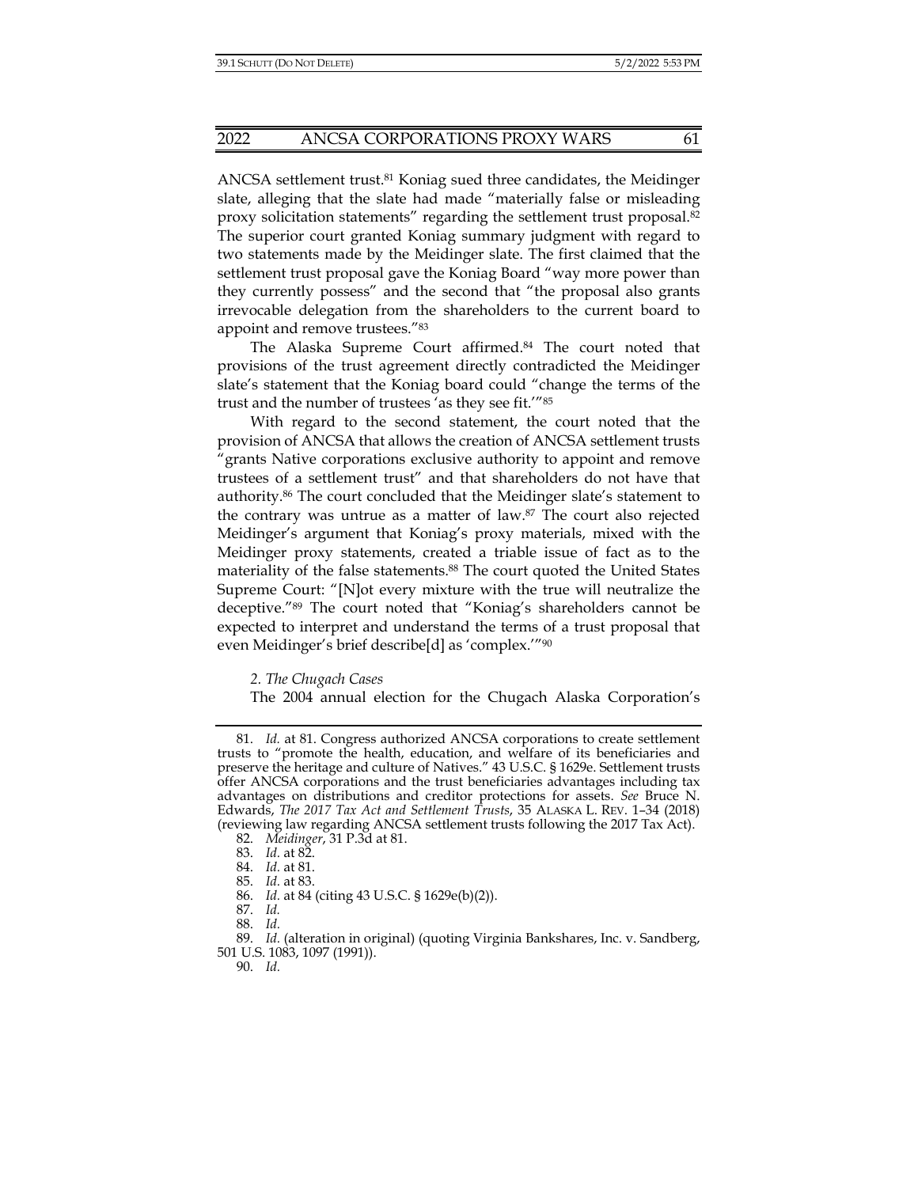ANCSA settlement trust.[81] Koniag sued three candidates, the Meidinger slate, alleging that the slate had made "materially false or misleading proxy solicitation statements" regarding the settlement trust proposal.[82] The superior court granted Koniag summary judgment with regard to two statements made by the Meidinger slate. The first claimed that the settlement trust proposal gave the Koniag Board "way more power than they currently possess" and the second that "the proposal also grants irrevocable delegation from the shareholders to the current board to appoint and remove trustees."[83]

The Alaska Supreme Court affirmed.[84] The court noted that provisions of the trust agreement directly contradicted the Meidinger slate's statement that the Koniag board could "change the terms of the trust and the number of trustees 'as they see fit.'"[85]

With regard to the second statement, the court noted that the provision of ANCSA that allows the creation of ANCSA settlement trusts "grants Native corporations exclusive authority to appoint and remove trustees of a settlement trust" and that shareholders do not have that authority.[86] The court concluded that the Meidinger slate's statement to the contrary was untrue as a matter of law.[87] The court also rejected Meidinger's argument that Koniag's proxy materials, mixed with the Meidinger proxy statements, created a triable issue of fact as to the materiality of the false statements.[88] The court quoted the United States Supreme Court: "[N]ot every mixture with the true will neutralize the deceptive."[89] The court noted that "Koniag's shareholders cannot be expected to interpret and understand the terms of a trust proposal that even Meidinger's brief describe[d] as 'complex.'"[90]

*2. The Chugach Cases*

The 2004 annual election for the Chugach Alaska Corporation's

---

81. *Id.* at 81. Congress authorized ANCSA corporations to create settlement trusts to "promote the health, education, and welfare of its beneficiaries and preserve the heritage and culture of Natives." 43 U.S.C. § 1629e. Settlement trusts offer ANCSA corporations and the trust beneficiaries advantages including tax advantages on distributions and creditor protections for assets. *See* Bruce N. Edwards, *The 2017 Tax Act and Settlement Trusts*, 35 ALASKA L. REV. 1–34 (2018) (reviewing law regarding ANCSA settlement trusts following the 2017 Tax Act).

82. *Meidinger*, 31 P.3d at 81.

83. *Id.* at 82.

84. *Id.* at 81.

85. *Id.* at 83.

86. *Id.* at 84 (citing 43 U.S.C. § 1629e(b)(2)).

87. *Id.*

88. *Id.*

89. *Id.* (alteration in original) (quoting Virginia Bankshares, Inc. v. Sandberg, 501 U.S. 1083, 1097 (1991)).

90. *Id.*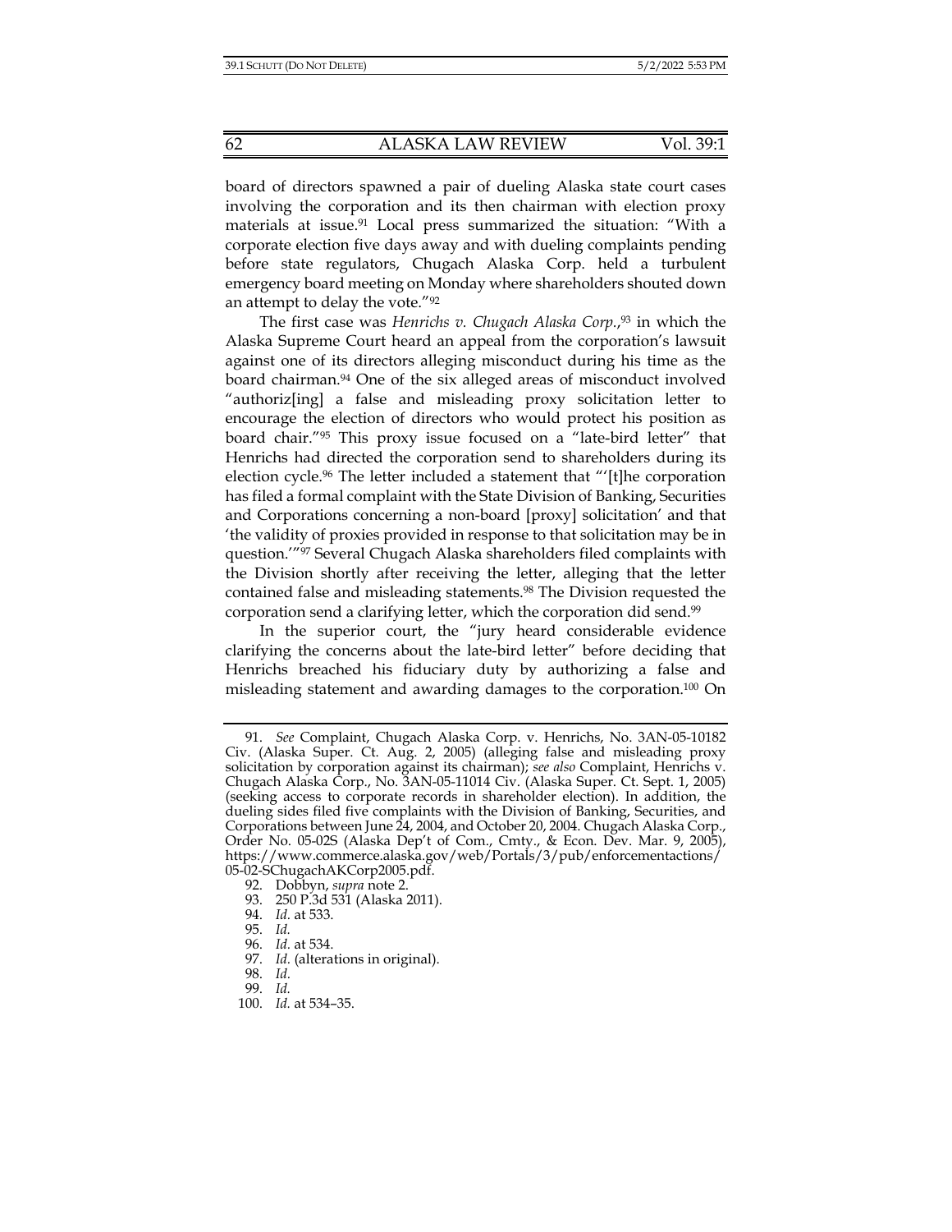board of directors spawned a pair of dueling Alaska state court cases involving the corporation and its then chairman with election proxy materials at issue.[91] Local press summarized the situation: "With a corporate election five days away and with dueling complaints pending before state regulators, Chugach Alaska Corp. held a turbulent emergency board meeting on Monday where shareholders shouted down an attempt to delay the vote."[92]

The first case was *Henrichs v. Chugach Alaska Corp.*,[93] in which the Alaska Supreme Court heard an appeal from the corporation's lawsuit against one of its directors alleging misconduct during his time as the board chairman.[94] One of the six alleged areas of misconduct involved "authoriz[ing] a false and misleading proxy solicitation letter to encourage the election of directors who would protect his position as board chair."[95] This proxy issue focused on a "late-bird letter" that Henrichs had directed the corporation send to shareholders during its election cycle.[96] The letter included a statement that "'[t]he corporation has filed a formal complaint with the State Division of Banking, Securities and Corporations concerning a non-board [proxy] solicitation' and that 'the validity of proxies provided in response to that solicitation may be in question.'"[97] Several Chugach Alaska shareholders filed complaints with the Division shortly after receiving the letter, alleging that the letter contained false and misleading statements.[98] The Division requested the corporation send a clarifying letter, which the corporation did send.[99]

In the superior court, the "jury heard considerable evidence clarifying the concerns about the late-bird letter" before deciding that Henrichs breached his fiduciary duty by authorizing a false and misleading statement and awarding damages to the corporation.[100] On

---

91. *See* Complaint, Chugach Alaska Corp. v. Henrichs, No. 3AN-05-10182 Civ. (Alaska Super. Ct. Aug. 2, 2005) (alleging false and misleading proxy solicitation by corporation against its chairman); *see also* Complaint, Henrichs v. Chugach Alaska Corp., No. 3AN-05-11014 Civ. (Alaska Super. Ct. Sept. 1, 2005) (seeking access to corporate records in shareholder election). In addition, the dueling sides filed five complaints with the Division of Banking, Securities, and Corporations between June 24, 2004, and October 20, 2004. Chugach Alaska Corp., Order No. 05-02S (Alaska Dep't of Com., Cmty., & Econ. Dev. Mar. 9, 2005), https://www.commerce.alaska.gov/web/Portals/3/pub/enforcementactions/05-02-SChugachAKCorp2005.pdf.

92. Dobbyn, *supra* note 2.

93. 250 P.3d 531 (Alaska 2011).

94. *Id.* at 533.

95. *Id.*

96. *Id.* at 534.

97. *Id.* (alterations in original).

98. *Id.*

99. *Id.*

100. *Id.* at 534–35.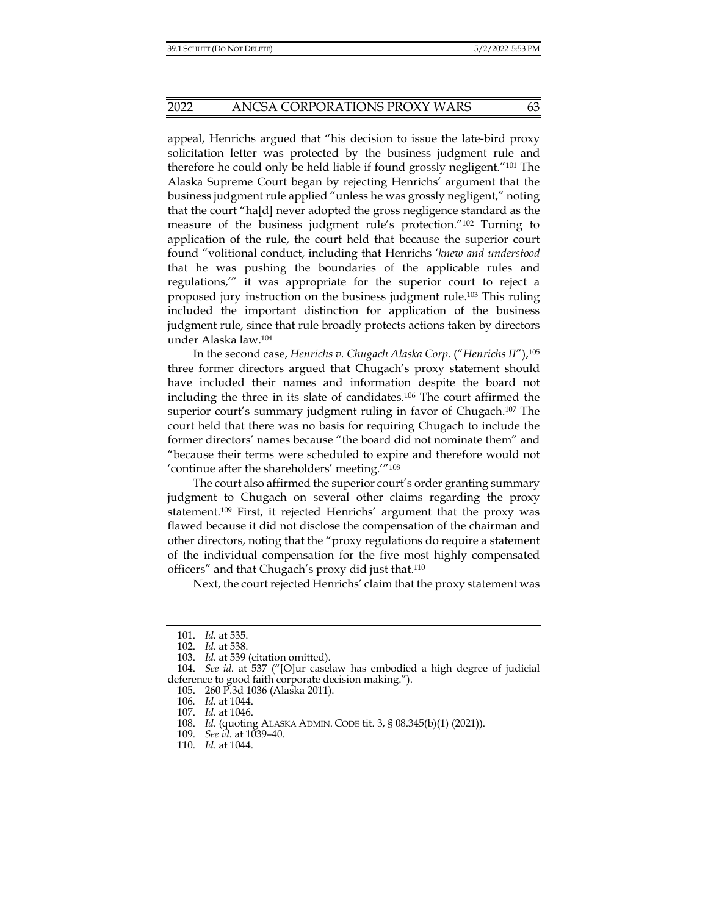appeal, Henrichs argued that "his decision to issue the late-bird proxy solicitation letter was protected by the business judgment rule and therefore he could only be held liable if found grossly negligent."[101] The Alaska Supreme Court began by rejecting Henrichs' argument that the business judgment rule applied "unless he was grossly negligent," noting that the court "ha[d] never adopted the gross negligence standard as the measure of the business judgment rule's protection."[102] Turning to application of the rule, the court held that because the superior court found "volitional conduct, including that Henrichs '*knew and understood* that he was pushing the boundaries of the applicable rules and regulations,'" it was appropriate for the superior court to reject a proposed jury instruction on the business judgment rule.[103] This ruling included the important distinction for application of the business judgment rule, since that rule broadly protects actions taken by directors under Alaska law.[104]

In the second case, *Henrichs v. Chugach Alaska Corp.* ("*Henrichs II*"),[105] three former directors argued that Chugach's proxy statement should have included their names and information despite the board not including the three in its slate of candidates.[106] The court affirmed the superior court's summary judgment ruling in favor of Chugach.[107] The court held that there was no basis for requiring Chugach to include the former directors' names because "the board did not nominate them" and "because their terms were scheduled to expire and therefore would not 'continue after the shareholders' meeting.'"[108]

The court also affirmed the superior court's order granting summary judgment to Chugach on several other claims regarding the proxy statement.[109] First, it rejected Henrichs' argument that the proxy was flawed because it did not disclose the compensation of the chairman and other directors, noting that the "proxy regulations do require a statement of the individual compensation for the five most highly compensated officers" and that Chugach's proxy did just that.[110]

Next, the court rejected Henrichs' claim that the proxy statement was

---

101. *Id.* at 535.
102. *Id.* at 538.
103. *Id.* at 539 (citation omitted).
104. *See id.* at 537 ("[O]ur caselaw has embodied a high degree of judicial deference to good faith corporate decision making.").
105. 260 P.3d 1036 (Alaska 2011).
106. *Id.* at 1044.
107. *Id.* at 1046.
108. *Id.* (quoting ALASKA ADMIN. CODE tit. 3, § 08.345(b)(1) (2021)).
109. *See id.* at 1039–40.
110. *Id.* at 1044.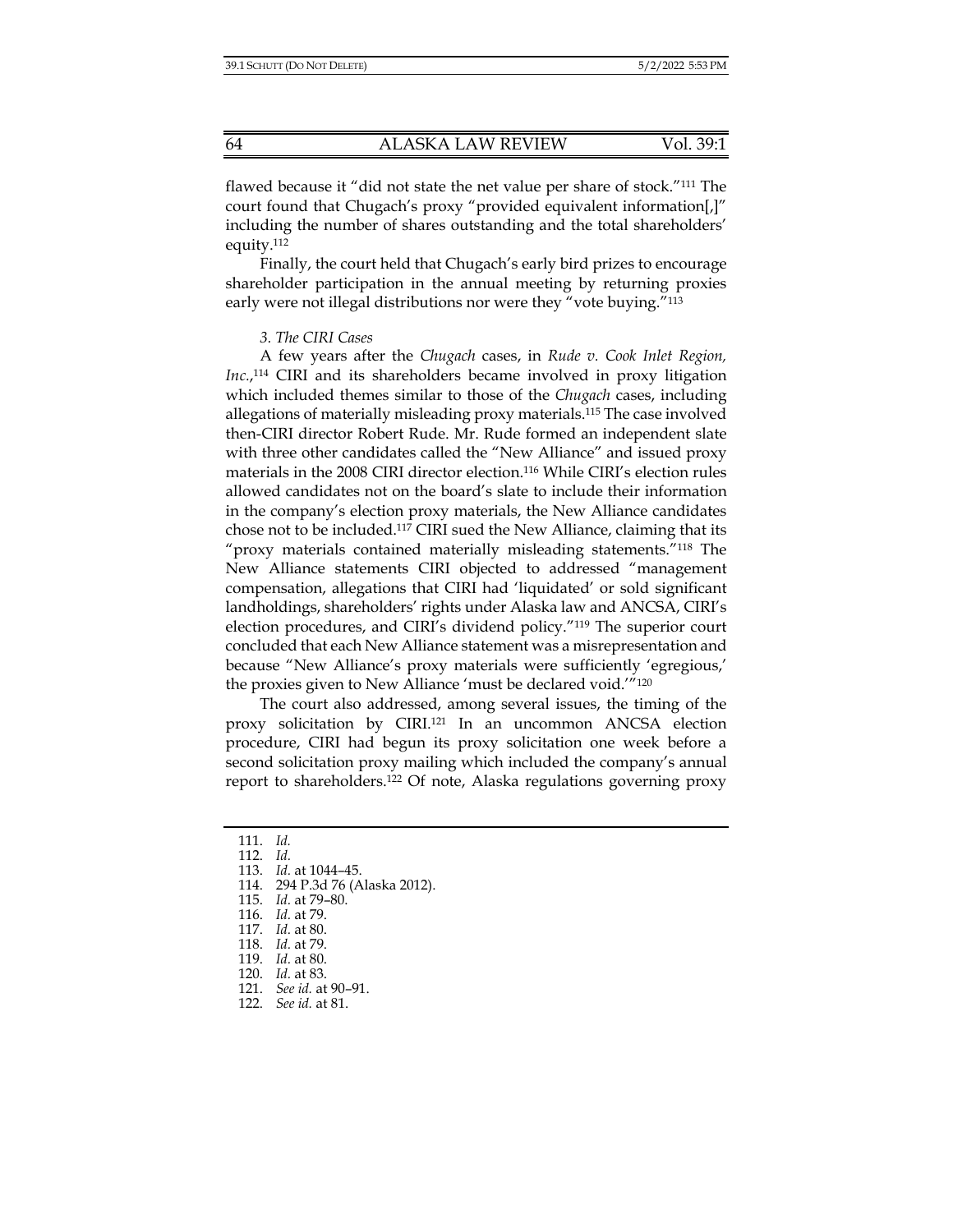flawed because it "did not state the net value per share of stock."[111] The court found that Chugach's proxy "provided equivalent information[,]" including the number of shares outstanding and the total shareholders' equity.[112]

Finally, the court held that Chugach's early bird prizes to encourage shareholder participation in the annual meeting by returning proxies early were not illegal distributions nor were they "vote buying."[113]

### *3. The CIRI Cases*

A few years after the *Chugach* cases, in *Rude v. Cook Inlet Region, Inc.*,[114] CIRI and its shareholders became involved in proxy litigation which included themes similar to those of the *Chugach* cases, including allegations of materially misleading proxy materials.[115] The case involved then-CIRI director Robert Rude. Mr. Rude formed an independent slate with three other candidates called the "New Alliance" and issued proxy materials in the 2008 CIRI director election.[116] While CIRI's election rules allowed candidates not on the board's slate to include their information in the company's election proxy materials, the New Alliance candidates chose not to be included.[117] CIRI sued the New Alliance, claiming that its "proxy materials contained materially misleading statements."[118] The New Alliance statements CIRI objected to addressed "management compensation, allegations that CIRI had 'liquidated' or sold significant landholdings, shareholders' rights under Alaska law and ANCSA, CIRI's election procedures, and CIRI's dividend policy."[119] The superior court concluded that each New Alliance statement was a misrepresentation and because "New Alliance's proxy materials were sufficiently 'egregious,' the proxies given to New Alliance 'must be declared void.'"[120]

The court also addressed, among several issues, the timing of the proxy solicitation by CIRI.[121] In an uncommon ANCSA election procedure, CIRI had begun its proxy solicitation one week before a second solicitation proxy mailing which included the company's annual report to shareholders.[122] Of note, Alaska regulations governing proxy

---

111. *Id.*
112. *Id.*
113. *Id.* at 1044–45.
114. 294 P.3d 76 (Alaska 2012).
115. *Id.* at 79–80.
116. *Id.* at 79.
117. *Id.* at 80.
118. *Id.* at 79.
119. *Id.* at 80.
120. *Id.* at 83.
121. *See id.* at 90–91.
122. *See id.* at 81.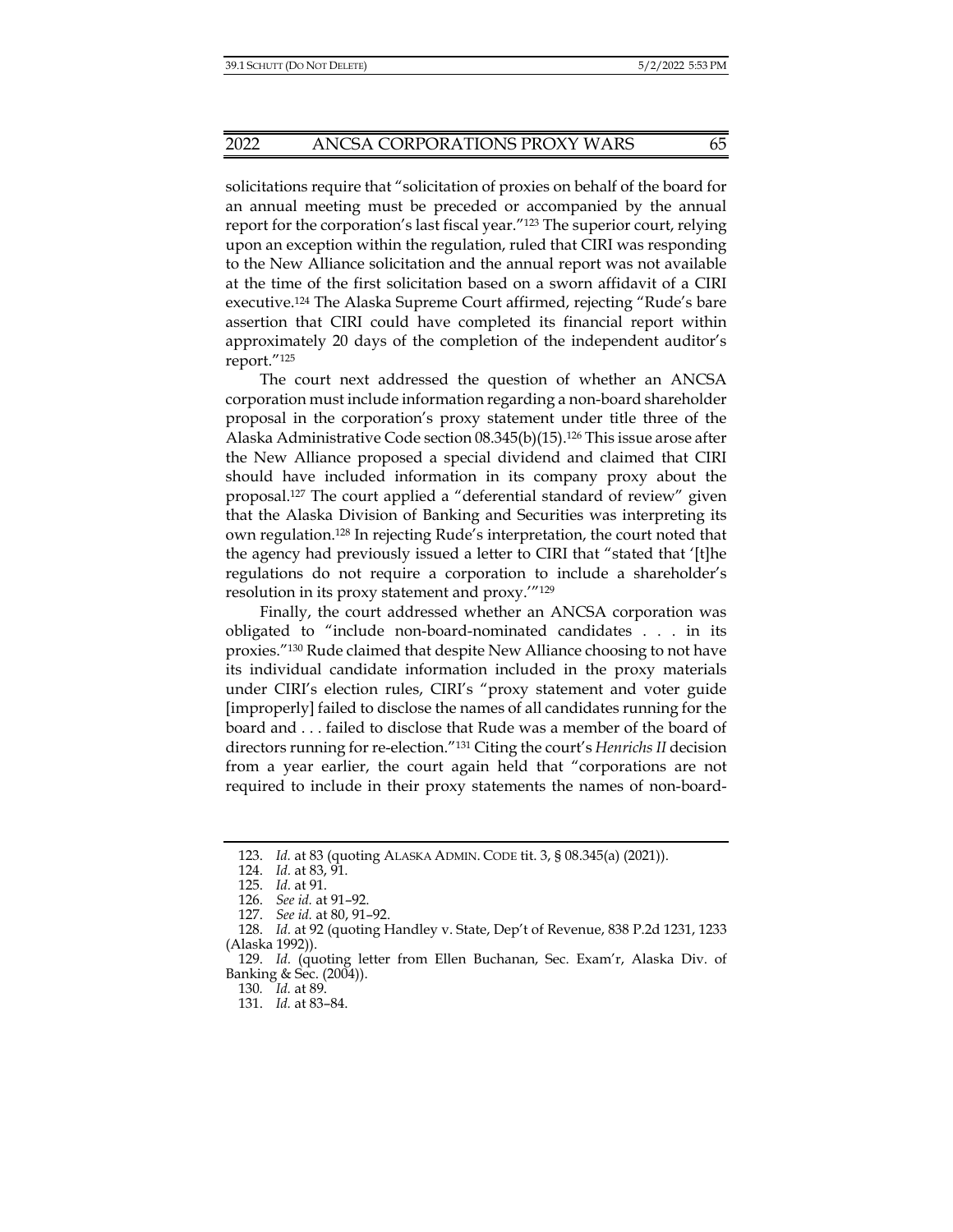solicitations require that "solicitation of proxies on behalf of the board for an annual meeting must be preceded or accompanied by the annual report for the corporation's last fiscal year."[123] The superior court, relying upon an exception within the regulation, ruled that CIRI was responding to the New Alliance solicitation and the annual report was not available at the time of the first solicitation based on a sworn affidavit of a CIRI executive.[124] The Alaska Supreme Court affirmed, rejecting "Rude's bare assertion that CIRI could have completed its financial report within approximately 20 days of the completion of the independent auditor's report."[125]

The court next addressed the question of whether an ANCSA corporation must include information regarding a non-board shareholder proposal in the corporation's proxy statement under title three of the Alaska Administrative Code section 08.345(b)(15).[126] This issue arose after the New Alliance proposed a special dividend and claimed that CIRI should have included information in its company proxy about the proposal.[127] The court applied a "deferential standard of review" given that the Alaska Division of Banking and Securities was interpreting its own regulation.[128] In rejecting Rude's interpretation, the court noted that the agency had previously issued a letter to CIRI that "stated that '[t]he regulations do not require a corporation to include a shareholder's resolution in its proxy statement and proxy.'"[129]

Finally, the court addressed whether an ANCSA corporation was obligated to "include non-board-nominated candidates . . . in its proxies."[130] Rude claimed that despite New Alliance choosing to not have its individual candidate information included in the proxy materials under CIRI's election rules, CIRI's "proxy statement and voter guide [improperly] failed to disclose the names of all candidates running for the board and . . . failed to disclose that Rude was a member of the board of directors running for re-election."[131] Citing the court's *Henrichs II* decision from a year earlier, the court again held that "corporations are not required to include in their proxy statements the names of non-board-

---

123. *Id.* at 83 (quoting ALASKA ADMIN. CODE tit. 3, § 08.345(a) (2021)).

124. *Id.* at 83, 91.

125. *Id.* at 91.

126. *See id.* at 91–92.

127. *See id.* at 80, 91–92.

128. *Id.* at 92 (quoting Handley v. State, Dep't of Revenue, 838 P.2d 1231, 1233 (Alaska 1992)).

129. *Id.* (quoting letter from Ellen Buchanan, Sec. Exam'r, Alaska Div. of Banking & Sec. (2004)).

130. *Id.* at 89.

131. *Id.* at 83–84.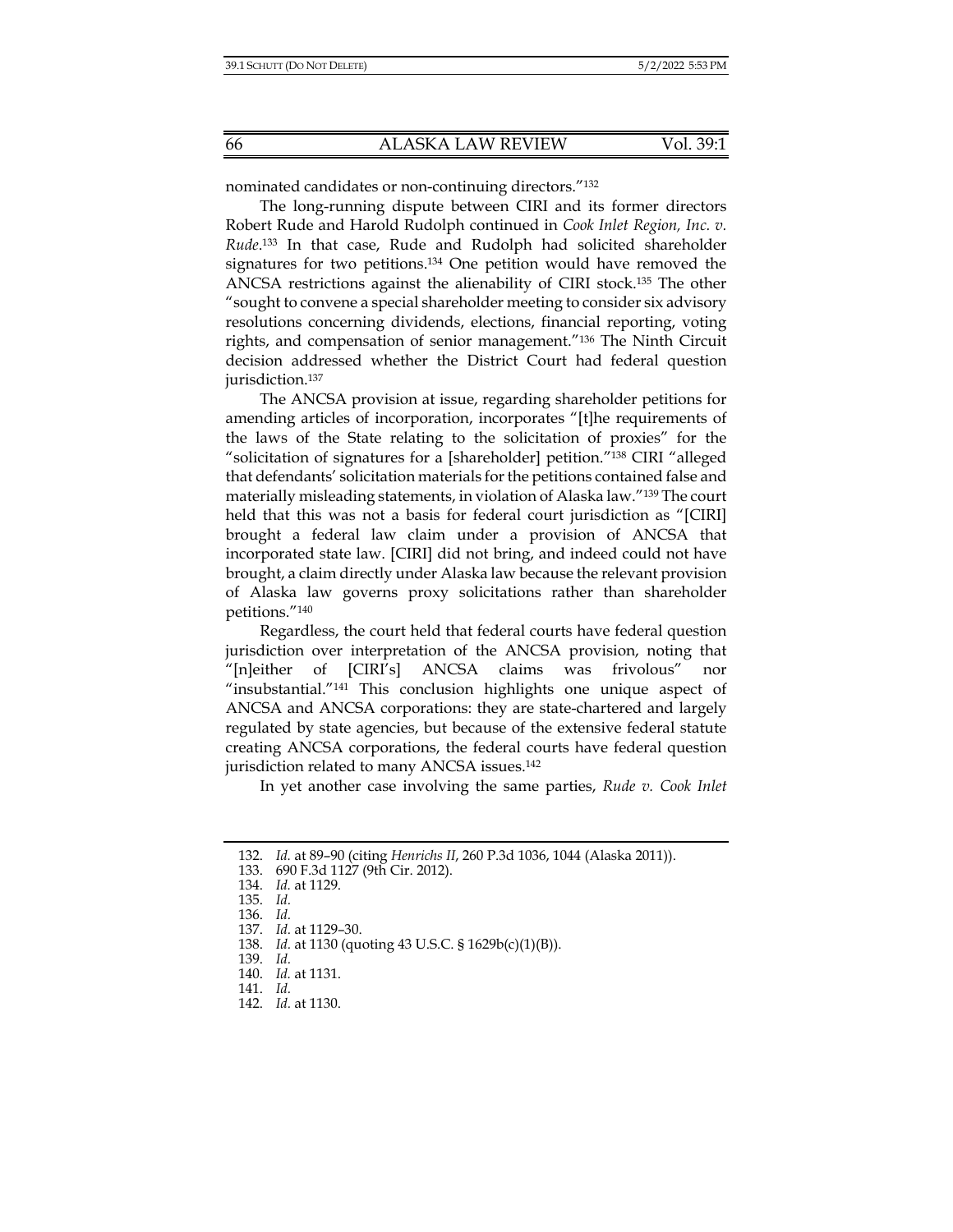nominated candidates or non-continuing directors."[132]

The long-running dispute between CIRI and its former directors Robert Rude and Harold Rudolph continued in *Cook Inlet Region, Inc. v. Rude*.[133] In that case, Rude and Rudolph had solicited shareholder signatures for two petitions.[134] One petition would have removed the ANCSA restrictions against the alienability of CIRI stock.[135] The other "sought to convene a special shareholder meeting to consider six advisory resolutions concerning dividends, elections, financial reporting, voting rights, and compensation of senior management."[136] The Ninth Circuit decision addressed whether the District Court had federal question jurisdiction.[137]

The ANCSA provision at issue, regarding shareholder petitions for amending articles of incorporation, incorporates "[t]he requirements of the laws of the State relating to the solicitation of proxies" for the "solicitation of signatures for a [shareholder] petition."[138] CIRI "alleged that defendants' solicitation materials for the petitions contained false and materially misleading statements, in violation of Alaska law."[139] The court held that this was not a basis for federal court jurisdiction as "[CIRI] brought a federal law claim under a provision of ANCSA that incorporated state law. [CIRI] did not bring, and indeed could not have brought, a claim directly under Alaska law because the relevant provision of Alaska law governs proxy solicitations rather than shareholder petitions."[140]

Regardless, the court held that federal courts have federal question jurisdiction over interpretation of the ANCSA provision, noting that "[n]either of [CIRI's] ANCSA claims was frivolous" nor "insubstantial."[141] This conclusion highlights one unique aspect of ANCSA and ANCSA corporations: they are state-chartered and largely regulated by state agencies, but because of the extensive federal statute creating ANCSA corporations, the federal courts have federal question jurisdiction related to many ANCSA issues.[142]

In yet another case involving the same parties, *Rude v. Cook Inlet*

---

132. *Id.* at 89–90 (citing *Henrichs II*, 260 P.3d 1036, 1044 (Alaska 2011)).
133. 690 F.3d 1127 (9th Cir. 2012).
134. *Id.* at 1129.
135. *Id.*
136. *Id.*
137. *Id.* at 1129–30.
138. *Id.* at 1130 (quoting 43 U.S.C. § 1629b(c)(1)(B)).
139. *Id.*
140. *Id.* at 1131.
141. *Id.*
142. *Id.* at 1130.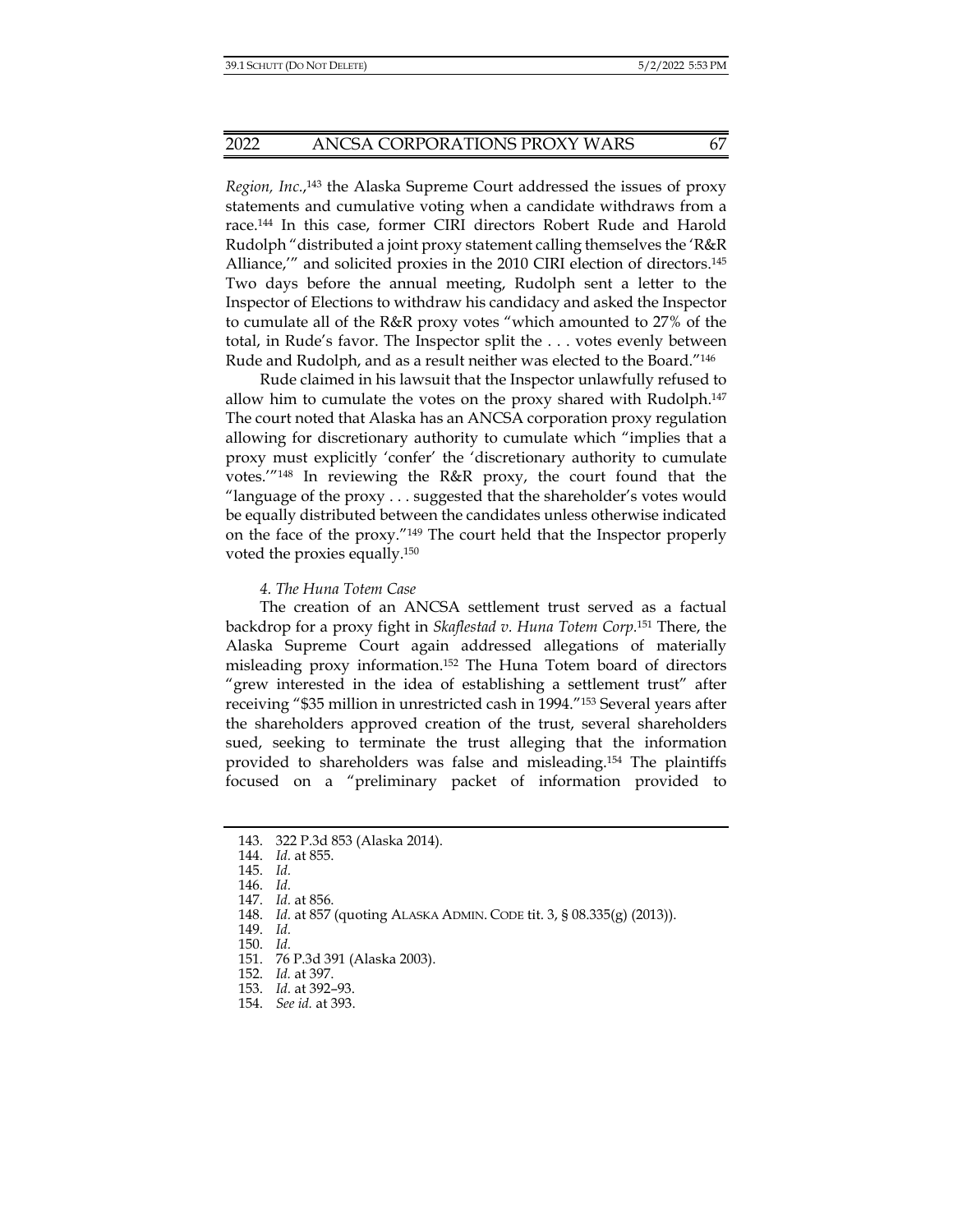*Region, Inc.*,[143] the Alaska Supreme Court addressed the issues of proxy statements and cumulative voting when a candidate withdraws from a race.[144] In this case, former CIRI directors Robert Rude and Harold Rudolph "distributed a joint proxy statement calling themselves the 'R&R Alliance,'" and solicited proxies in the 2010 CIRI election of directors.[145] Two days before the annual meeting, Rudolph sent a letter to the Inspector of Elections to withdraw his candidacy and asked the Inspector to cumulate all of the R&R proxy votes "which amounted to 27% of the total, in Rude's favor. The Inspector split the . . . votes evenly between Rude and Rudolph, and as a result neither was elected to the Board."[146]

Rude claimed in his lawsuit that the Inspector unlawfully refused to allow him to cumulate the votes on the proxy shared with Rudolph.[147] The court noted that Alaska has an ANCSA corporation proxy regulation allowing for discretionary authority to cumulate which "implies that a proxy must explicitly 'confer' the 'discretionary authority to cumulate votes.'"[148] In reviewing the R&R proxy, the court found that the "language of the proxy . . . suggested that the shareholder's votes would be equally distributed between the candidates unless otherwise indicated on the face of the proxy."[149] The court held that the Inspector properly voted the proxies equally.[150]

#### *4. The Huna Totem Case*

The creation of an ANCSA settlement trust served as a factual backdrop for a proxy fight in *Skaflestad v. Huna Totem Corp.*[151] There, the Alaska Supreme Court again addressed allegations of materially misleading proxy information.[152] The Huna Totem board of directors "grew interested in the idea of establishing a settlement trust" after receiving "$35 million in unrestricted cash in 1994."[153] Several years after the shareholders approved creation of the trust, several shareholders sued, seeking to terminate the trust alleging that the information provided to shareholders was false and misleading.[154] The plaintiffs focused on a "preliminary packet of information provided to

143. 322 P.3d 853 (Alaska 2014).
144. *Id.* at 855.
145. *Id.*
146. *Id.*
147. *Id.* at 856.
148. *Id.* at 857 (quoting ALASKA ADMIN. CODE tit. 3, § 08.335(g) (2013)).
149. *Id.*
150. *Id.*
151. 76 P.3d 391 (Alaska 2003).
152. *Id.* at 397.
153. *Id.* at 392–93.
154. *See id.* at 393.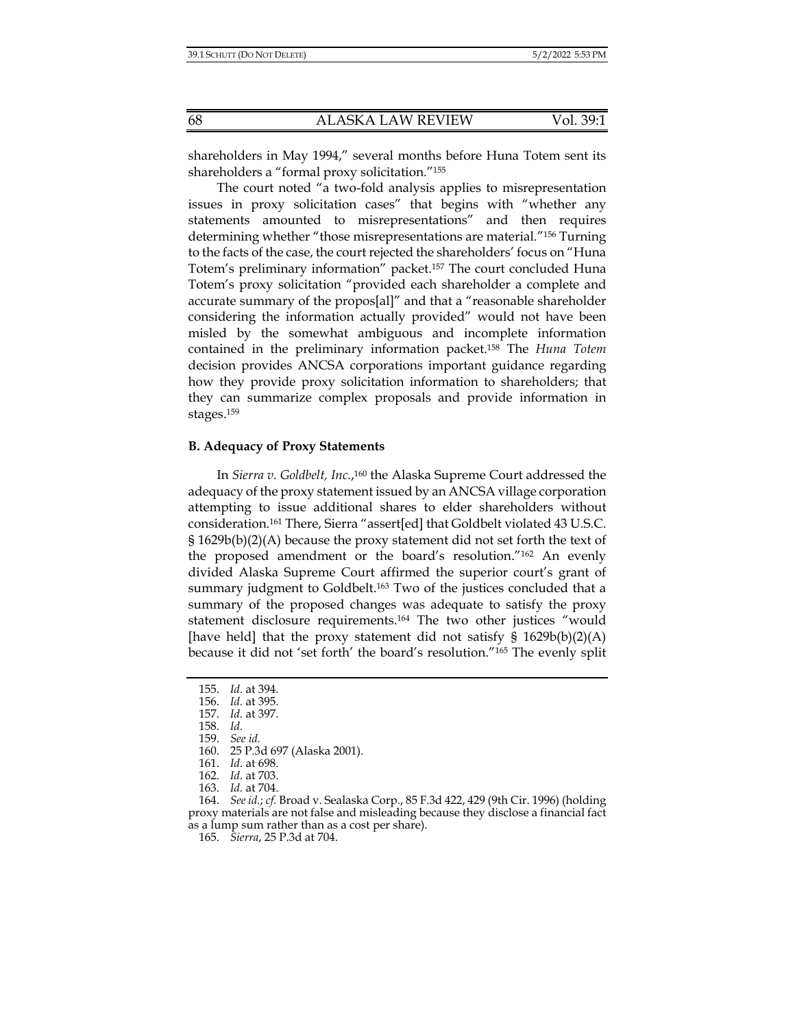shareholders in May 1994," several months before Huna Totem sent its shareholders a "formal proxy solicitation."[155]

The court noted "a two-fold analysis applies to misrepresentation issues in proxy solicitation cases" that begins with "whether any statements amounted to misrepresentations" and then requires determining whether "those misrepresentations are material."[156] Turning to the facts of the case, the court rejected the shareholders' focus on "Huna Totem's preliminary information" packet.[157] The court concluded Huna Totem's proxy solicitation "provided each shareholder a complete and accurate summary of the propos[al]" and that a "reasonable shareholder considering the information actually provided" would not have been misled by the somewhat ambiguous and incomplete information contained in the preliminary information packet.[158] The *Huna Totem* decision provides ANCSA corporations important guidance regarding how they provide proxy solicitation information to shareholders; that they can summarize complex proposals and provide information in stages.[159]

### B. Adequacy of Proxy Statements

In *Sierra v. Goldbelt, Inc.*,[160] the Alaska Supreme Court addressed the adequacy of the proxy statement issued by an ANCSA village corporation attempting to issue additional shares to elder shareholders without consideration.[161] There, Sierra "assert[ed] that Goldbelt violated 43 U.S.C. § 1629b(b)(2)(A) because the proxy statement did not set forth the text of the proposed amendment or the board's resolution."[162] An evenly divided Alaska Supreme Court affirmed the superior court's grant of summary judgment to Goldbelt.[163] Two of the justices concluded that a summary of the proposed changes was adequate to satisfy the proxy statement disclosure requirements.[164] The two other justices "would [have held] that the proxy statement did not satisfy § 1629b(b)(2)(A) because it did not 'set forth' the board's resolution."[165] The evenly split

---

155. *Id.* at 394.
156. *Id.* at 395.
157. *Id.* at 397.
158. *Id.*
159. *See id.*
160. 25 P.3d 697 (Alaska 2001).
161. *Id.* at 698.
162. *Id.* at 703.
163. *Id.* at 704.
164. *See id.*; *cf.* Broad v. Sealaska Corp., 85 F.3d 422, 429 (9th Cir. 1996) (holding proxy materials are not false and misleading because they disclose a financial fact as a lump sum rather than as a cost per share).
165. *Sierra*, 25 P.3d at 704.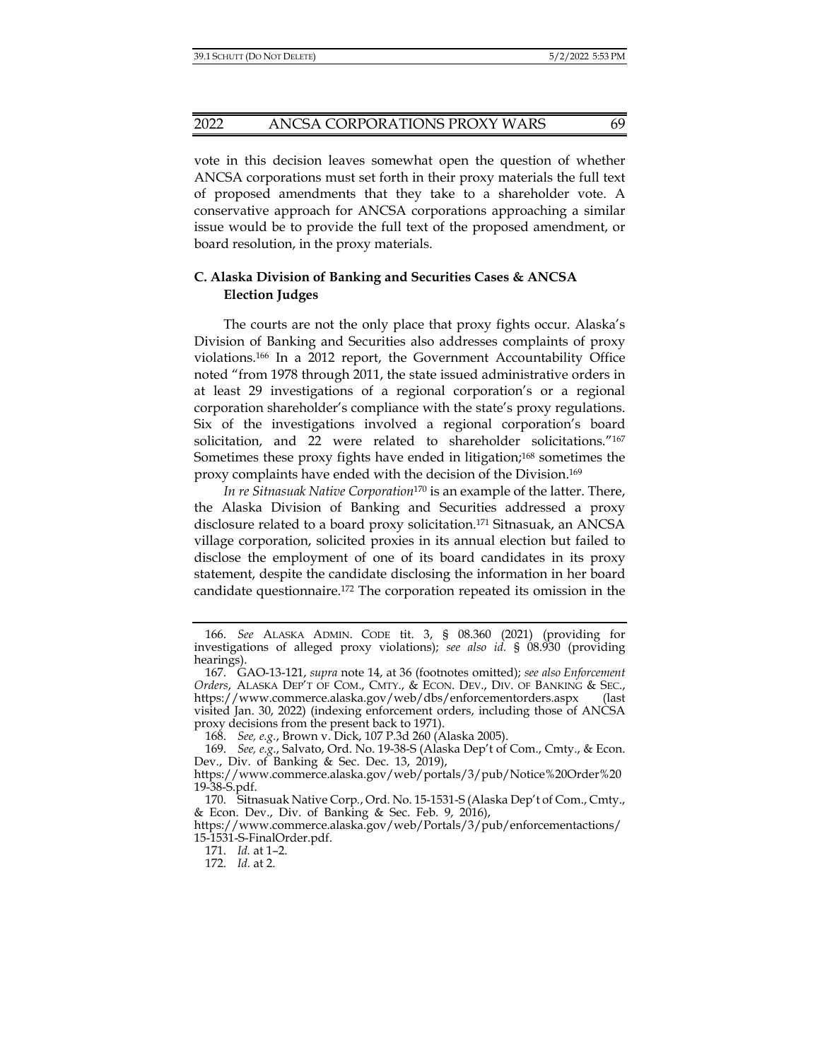vote in this decision leaves somewhat open the question of whether ANCSA corporations must set forth in their proxy materials the full text of proposed amendments that they take to a shareholder vote. A conservative approach for ANCSA corporations approaching a similar issue would be to provide the full text of the proposed amendment, or board resolution, in the proxy materials.

### C. Alaska Division of Banking and Securities Cases & ANCSA Election Judges

The courts are not the only place that proxy fights occur. Alaska's Division of Banking and Securities also addresses complaints of proxy violations.[166] In a 2012 report, the Government Accountability Office noted "from 1978 through 2011, the state issued administrative orders in at least 29 investigations of a regional corporation's or a regional corporation shareholder's compliance with the state's proxy regulations. Six of the investigations involved a regional corporation's board solicitation, and 22 were related to shareholder solicitations."[167] Sometimes these proxy fights have ended in litigation;[168] sometimes the proxy complaints have ended with the decision of the Division.[169]

*In re Sitnasuak Native Corporation*[170] is an example of the latter. There, the Alaska Division of Banking and Securities addressed a proxy disclosure related to a board proxy solicitation.[171] Sitnasuak, an ANCSA village corporation, solicited proxies in its annual election but failed to disclose the employment of one of its board candidates in its proxy statement, despite the candidate disclosing the information in her board candidate questionnaire.[172] The corporation repeated its omission in the

166. *See* ALASKA ADMIN. CODE tit. 3, § 08.360 (2021) (providing for investigations of alleged proxy violations); *see also id.* § 08.930 (providing hearings).

167. GAO-13-121, *supra* note 14, at 36 (footnotes omitted); *see also Enforcement Orders*, ALASKA DEP'T OF COM., CMTY., & ECON. DEV., DIV. OF BANKING & SEC., https://www.commerce.alaska.gov/web/dbs/enforcementorders.aspx (last visited Jan. 30, 2022) (indexing enforcement orders, including those of ANCSA proxy decisions from the present back to 1971).

168. *See, e.g.*, Brown v. Dick, 107 P.3d 260 (Alaska 2005).

169. *See, e.g.*, Salvato, Ord. No. 19-38-S (Alaska Dep't of Com., Cmty., & Econ. Dev., Div. of Banking & Sec. Dec. 13, 2019), https://www.commerce.alaska.gov/web/portals/3/pub/Notice%20Order%2019-38-S.pdf.

170. Sitnasuak Native Corp., Ord. No. 15-1531-S (Alaska Dep't of Com., Cmty., & Econ. Dev., Div. of Banking & Sec. Feb. 9, 2016), https://www.commerce.alaska.gov/web/Portals/3/pub/enforcementactions/15-1531-S-FinalOrder.pdf.

171. *Id.* at 1–2.

172. *Id.* at 2.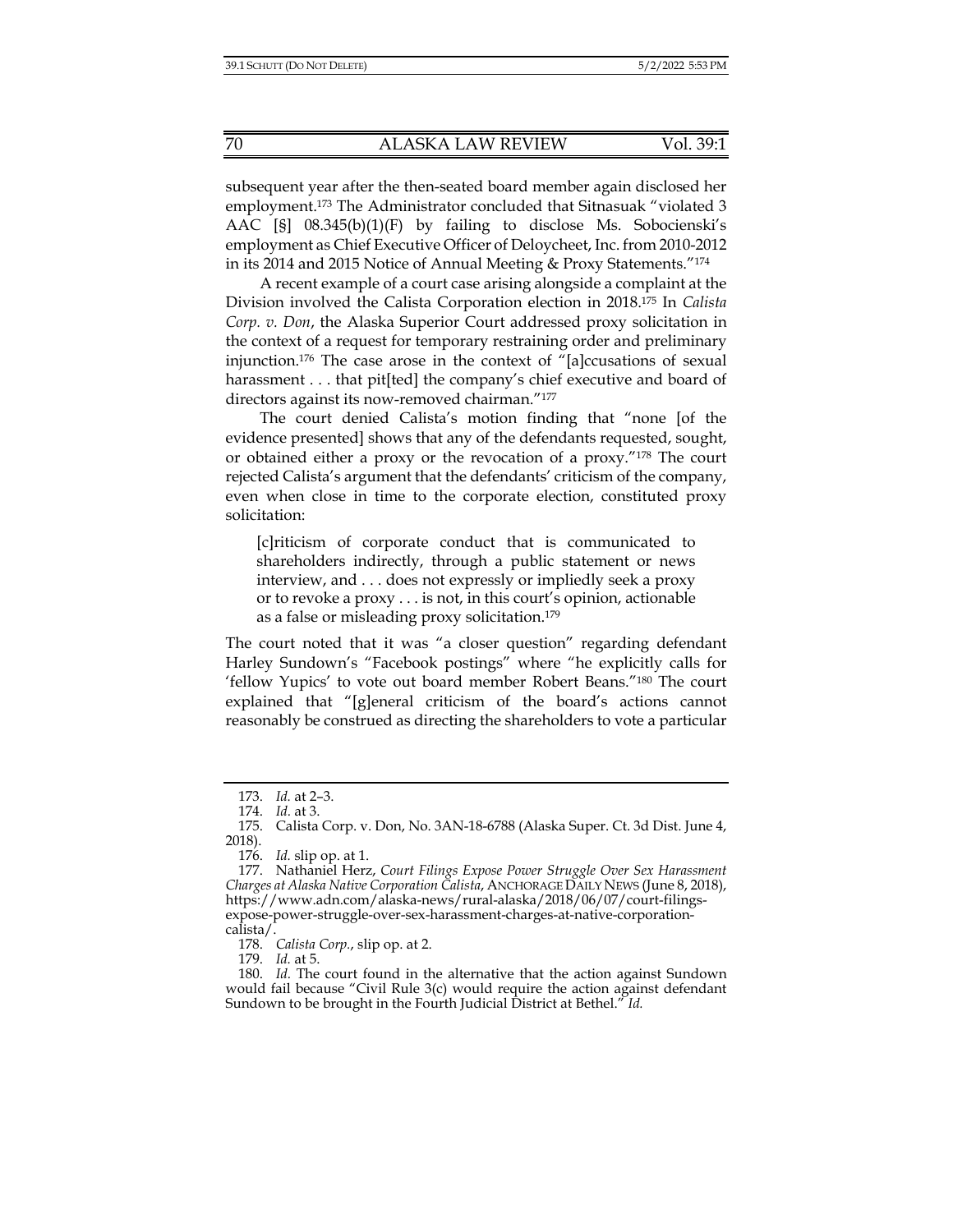subsequent year after the then-seated board member again disclosed her employment.[173] The Administrator concluded that Sitnasuak "violated 3 AAC [§] 08.345(b)(1)(F) by failing to disclose Ms. Sobocienski's employment as Chief Executive Officer of Deloycheet, Inc. from 2010-2012 in its 2014 and 2015 Notice of Annual Meeting & Proxy Statements."[174]

A recent example of a court case arising alongside a complaint at the Division involved the Calista Corporation election in 2018.[175] In *Calista Corp. v. Don*, the Alaska Superior Court addressed proxy solicitation in the context of a request for temporary restraining order and preliminary injunction.[176] The case arose in the context of "[a]ccusations of sexual harassment . . . that pit[ted] the company's chief executive and board of directors against its now-removed chairman."[177]

The court denied Calista's motion finding that "none [of the evidence presented] shows that any of the defendants requested, sought, or obtained either a proxy or the revocation of a proxy."[178] The court rejected Calista's argument that the defendants' criticism of the company, even when close in time to the corporate election, constituted proxy solicitation:

> [c]riticism of corporate conduct that is communicated to shareholders indirectly, through a public statement or news interview, and . . . does not expressly or impliedly seek a proxy or to revoke a proxy . . . is not, in this court's opinion, actionable as a false or misleading proxy solicitation.[179]

The court noted that it was "a closer question" regarding defendant Harley Sundown's "Facebook postings" where "he explicitly calls for 'fellow Yupics' to vote out board member Robert Beans."[180] The court explained that "[g]eneral criticism of the board's actions cannot reasonably be construed as directing the shareholders to vote a particular

---

173. *Id.* at 2–3.

174. *Id.* at 3.

175. Calista Corp. v. Don, No. 3AN-18-6788 (Alaska Super. Ct. 3d Dist. June 4, 2018).

176. *Id.* slip op. at 1.

177. Nathaniel Herz, *Court Filings Expose Power Struggle Over Sex Harassment Charges at Alaska Native Corporation Calista*, ANCHORAGE DAILY NEWS (June 8, 2018), https://www.adn.com/alaska-news/rural-alaska/2018/06/07/court-filings-expose-power-struggle-over-sex-harassment-charges-at-native-corporation-calista/.

178. *Calista Corp.*, slip op. at 2.

179. *Id.* at 5.

180. *Id.* The court found in the alternative that the action against Sundown would fail because "Civil Rule 3(c) would require the action against defendant Sundown to be brought in the Fourth Judicial District at Bethel." *Id.*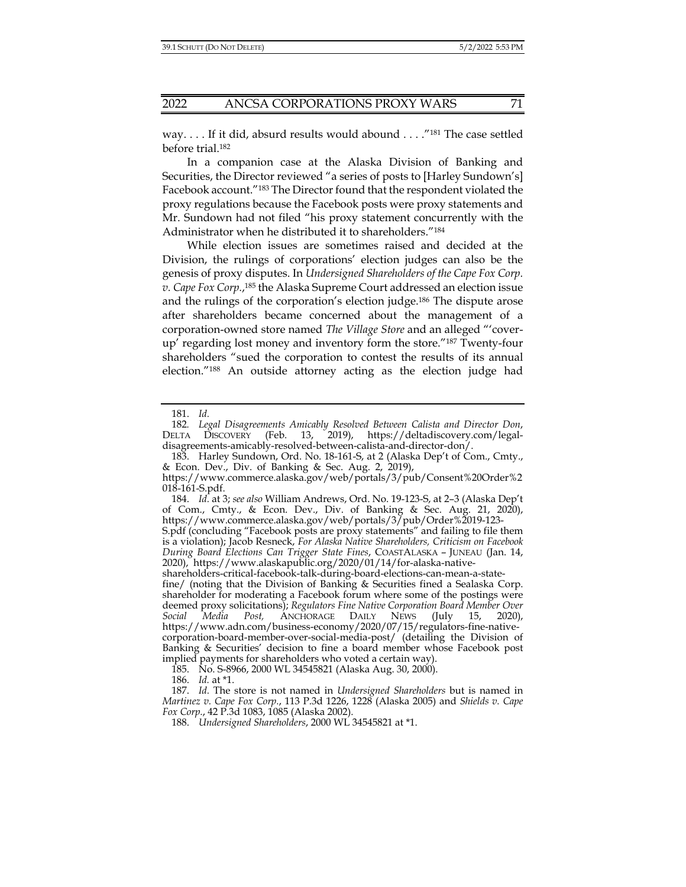way. . . . If it did, absurd results would abound . . . ."[181] The case settled before trial.[182]

In a companion case at the Alaska Division of Banking and Securities, the Director reviewed "a series of posts to [Harley Sundown's] Facebook account."[183] The Director found that the respondent violated the proxy regulations because the Facebook posts were proxy statements and Mr. Sundown had not filed "his proxy statement concurrently with the Administrator when he distributed it to shareholders."[184]

While election issues are sometimes raised and decided at the Division, the rulings of corporations' election judges can also be the genesis of proxy disputes. In *Undersigned Shareholders of the Cape Fox Corp. v. Cape Fox Corp.*,[185] the Alaska Supreme Court addressed an election issue and the rulings of the corporation's election judge.[186] The dispute arose after shareholders became concerned about the management of a corporation-owned store named *The Village Store* and an alleged "'cover-up' regarding lost money and inventory form the store."[187] Twenty-four shareholders "sued the corporation to contest the results of its annual election."[188] An outside attorney acting as the election judge had

---

181. *Id.*

182. *Legal Disagreements Amicably Resolved Between Calista and Director Don*, DELTA DISCOVERY (Feb. 13, 2019), https://deltadiscovery.com/legal-disagreements-amicably-resolved-between-calista-and-director-don/.

183. Harley Sundown, Ord. No. 18-161-S, at 2 (Alaska Dep't of Com., Cmty., & Econ. Dev., Div. of Banking & Sec. Aug. 2, 2019), https://www.commerce.alaska.gov/web/portals/3/pub/Consent%20Order%2018-161-S.pdf.

184. *Id.* at 3; *see also* William Andrews, Ord. No. 19-123-S, at 2–3 (Alaska Dep't of Com., Cmty., & Econ. Dev., Div. of Banking & Sec. Aug. 21, 2020), https://www.commerce.alaska.gov/web/portals/3/pub/Order%2019-123-S.pdf (concluding "Facebook posts are proxy statements" and failing to file them is a violation); Jacob Resneck, *For Alaska Native Shareholders, Criticism on Facebook During Board Elections Can Trigger State Fines*, COASTALASKA – JUNEAU (Jan. 14, 2020), https://www.alaskapublic.org/2020/01/14/for-alaska-native-shareholders-critical-facebook-talk-during-board-elections-can-mean-a-state-fine/ (noting that the Division of Banking & Securities fined a Sealaska Corp. shareholder for moderating a Facebook forum where some of the postings were deemed proxy solicitations); *Regulators Fine Native Corporation Board Member Over Social Media Post*, ANCHORAGE DAILY NEWS (July 15, 2020), https://www.adn.com/business-economy/2020/07/15/regulators-fine-native-corporation-board-member-over-social-media-post/ (detailing the Division of Banking & Securities' decision to fine a board member whose Facebook post implied payments for shareholders who voted a certain way).

185. No. S-8966, 2000 WL 34545821 (Alaska Aug. 30, 2000).

186. *Id.* at *1.

187. *Id.* The store is not named in *Undersigned Shareholders* but is named in *Martinez v. Cape Fox Corp.*, 113 P.3d 1226, 1228 (Alaska 2005) and *Shields v. Cape Fox Corp.*, 42 P.3d 1083, 1085 (Alaska 2002).

188. *Undersigned Shareholders*, 2000 WL 34545821 at *1.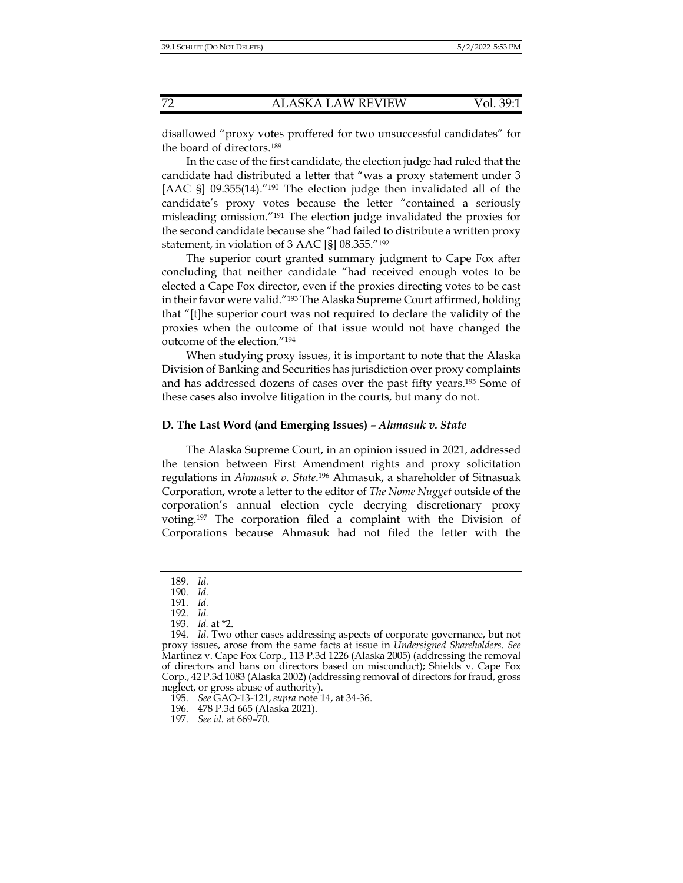disallowed "proxy votes proffered for two unsuccessful candidates" for the board of directors.[189]

In the case of the first candidate, the election judge had ruled that the candidate had distributed a letter that "was a proxy statement under 3 [AAC §] 09.355(14)."[190] The election judge then invalidated all of the candidate's proxy votes because the letter "contained a seriously misleading omission."[191] The election judge invalidated the proxies for the second candidate because she "had failed to distribute a written proxy statement, in violation of 3 AAC [§] 08.355."[192]

The superior court granted summary judgment to Cape Fox after concluding that neither candidate "had received enough votes to be elected a Cape Fox director, even if the proxies directing votes to be cast in their favor were valid."[193] The Alaska Supreme Court affirmed, holding that "[t]he superior court was not required to declare the validity of the proxies when the outcome of that issue would not have changed the outcome of the election."[194]

When studying proxy issues, it is important to note that the Alaska Division of Banking and Securities has jurisdiction over proxy complaints and has addressed dozens of cases over the past fifty years.[195] Some of these cases also involve litigation in the courts, but many do not.

### D. The Last Word (and Emerging Issues) – *Ahmasuk v. State*

The Alaska Supreme Court, in an opinion issued in 2021, addressed the tension between First Amendment rights and proxy solicitation regulations in *Ahmasuk v. State*.[196] Ahmasuk, a shareholder of Sitnasuak Corporation, wrote a letter to the editor of *The Nome Nugget* outside of the corporation's annual election cycle decrying discretionary proxy voting.[197] The corporation filed a complaint with the Division of Corporations because Ahmasuk had not filed the letter with the

---

189. *Id.*

190. *Id.*

191. *Id.*

192. *Id.*

193. *Id.* at *2.

194. *Id.* Two other cases addressing aspects of corporate governance, but not proxy issues, arose from the same facts at issue in *Undersigned Shareholders*. *See* Martinez v. Cape Fox Corp., 113 P.3d 1226 (Alaska 2005) (addressing the removal of directors and bans on directors based on misconduct); Shields v. Cape Fox Corp., 42 P.3d 1083 (Alaska 2002) (addressing removal of directors for fraud, gross neglect, or gross abuse of authority).

195. *See* GAO-13-121, *supra* note 14, at 34-36.

196. 478 P.3d 665 (Alaska 2021).

197. *See id.* at 669–70.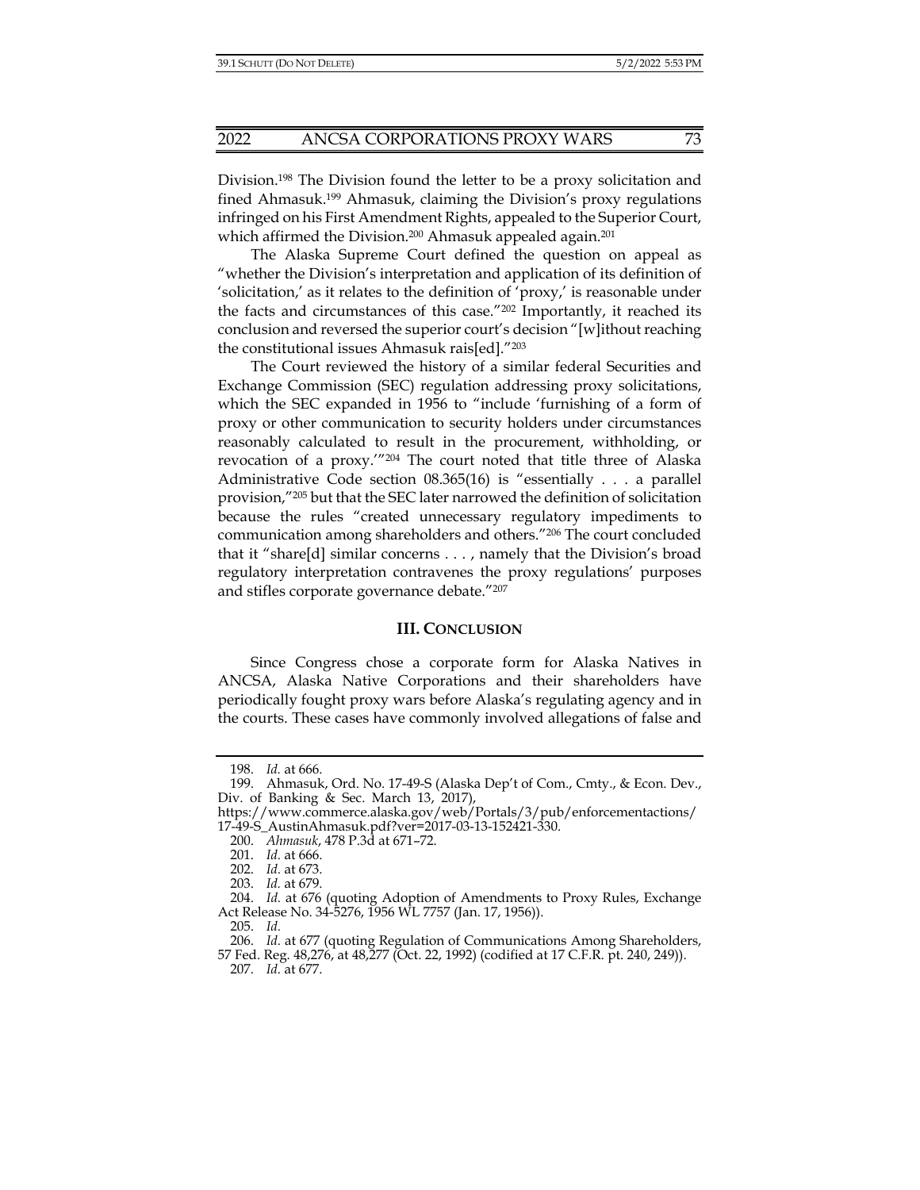Division.[198] The Division found the letter to be a proxy solicitation and fined Ahmasuk.[199] Ahmasuk, claiming the Division's proxy regulations infringed on his First Amendment Rights, appealed to the Superior Court, which affirmed the Division.[200] Ahmasuk appealed again.[201]

The Alaska Supreme Court defined the question on appeal as "whether the Division's interpretation and application of its definition of 'solicitation,' as it relates to the definition of 'proxy,' is reasonable under the facts and circumstances of this case."[202] Importantly, it reached its conclusion and reversed the superior court's decision "[w]ithout reaching the constitutional issues Ahmasuk rais[ed]."[203]

The Court reviewed the history of a similar federal Securities and Exchange Commission (SEC) regulation addressing proxy solicitations, which the SEC expanded in 1956 to "include 'furnishing of a form of proxy or other communication to security holders under circumstances reasonably calculated to result in the procurement, withholding, or revocation of a proxy.'"[204] The court noted that title three of Alaska Administrative Code section 08.365(16) is "essentially . . . a parallel provision,"[205] but that the SEC later narrowed the definition of solicitation because the rules "created unnecessary regulatory impediments to communication among shareholders and others."[206] The court concluded that it "share[d] similar concerns . . . , namely that the Division's broad regulatory interpretation contravenes the proxy regulations' purposes and stifles corporate governance debate."[207]

## III. CONCLUSION

Since Congress chose a corporate form for Alaska Natives in ANCSA, Alaska Native Corporations and their shareholders have periodically fought proxy wars before Alaska's regulating agency and in the courts. These cases have commonly involved allegations of false and

---

198. *Id.* at 666.

199. Ahmasuk, Ord. No. 17-49-S (Alaska Dep't of Com., Cmty., & Econ. Dev., Div. of Banking & Sec. March 13, 2017), https://www.commerce.alaska.gov/web/Portals/3/pub/enforcementactions/17-49-S_AustinAhmasuk.pdf?ver=2017-03-13-152421-330.

200. *Ahmasuk*, 478 P.3d at 671–72.

201. *Id.* at 666.

202. *Id.* at 673.

203. *Id.* at 679.

204. *Id.* at 676 (quoting Adoption of Amendments to Proxy Rules, Exchange Act Release No. 34-5276, 1956 WL 7757 (Jan. 17, 1956)).

205. *Id.*

206. *Id.* at 677 (quoting Regulation of Communications Among Shareholders, 57 Fed. Reg. 48,276, at 48,277 (Oct. 22, 1992) (codified at 17 C.F.R. pt. 240, 249)).

207. *Id.* at 677.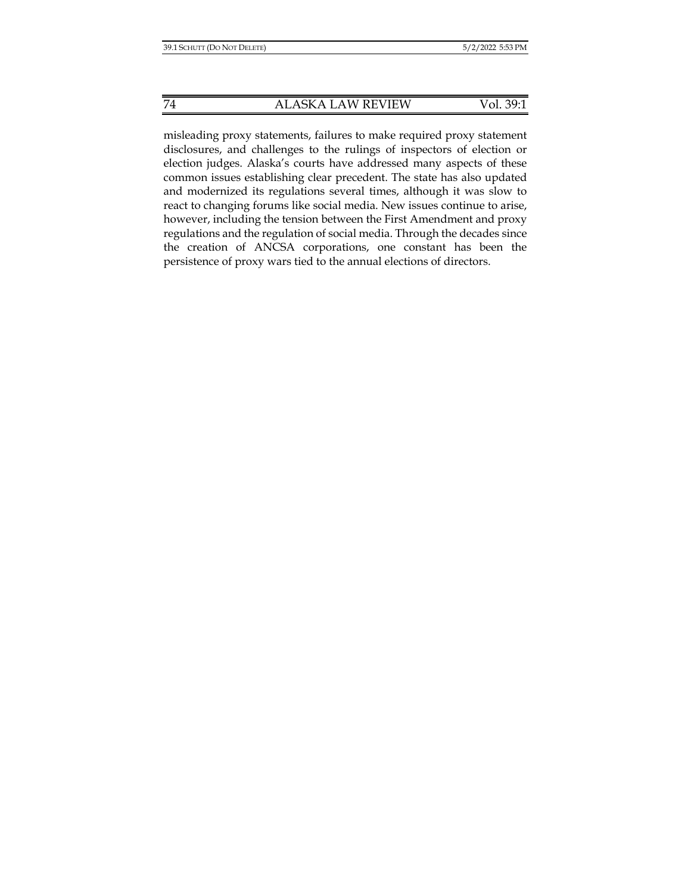misleading proxy statements, failures to make required proxy statement disclosures, and challenges to the rulings of inspectors of election or election judges. Alaska's courts have addressed many aspects of these common issues establishing clear precedent. The state has also updated and modernized its regulations several times, although it was slow to react to changing forums like social media. New issues continue to arise, however, including the tension between the First Amendment and proxy regulations and the regulation of social media. Through the decades since the creation of ANCSA corporations, one constant has been the persistence of proxy wars tied to the annual elections of directors.